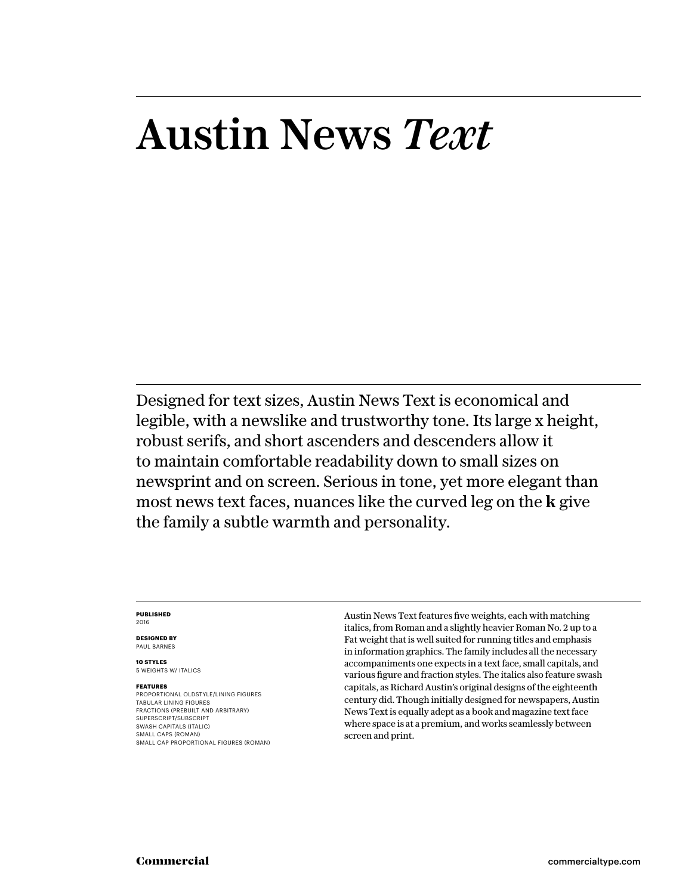# Austin News *Text*

Designed for text sizes, Austin News Text is economical and legible, with a newslike and trustworthy tone. Its large x height, robust serifs, and short ascenders and descenders allow it to maintain comfortable readability down to small sizes on newsprint and on screen. Serious in tone, yet more elegant than most news text faces, nuances like the curved leg on the **k** give the family a subtle warmth and personality.

**PUBLISHED**
2016

**DESIGNED BY**
PAUL BARNES

**10 STYLES**
5 WEIGHTS W/ ITALICS

**FEATURES**
PROPORTIONAL OLDSTYLE/LINING FIGURES
TABULAR LINING FIGURES
FRACTIONS (PREBUILT AND ARBITRARY)
SUPERSCRIPT/SUBSCRIPT
SWASH CAPITALS (ITALIC)
SMALL CAPS (ROMAN)
SMALL CAP PROPORTIONAL FIGURES (ROMAN)

Austin News Text features five weights, each with matching italics, from Roman and a slightly heavier Roman No. 2 up to a Fat weight that is well suited for running titles and emphasis in information graphics. The family includes all the necessary accompaniments one expects in a text face, small capitals, and various figure and fraction styles. The italics also feature swash capitals, as Richard Austin's original designs of the eighteenth century did. Though initially designed for newspapers, Austin News Text is equally adept as a book and magazine text face where space is at a premium, and works seamlessly between screen and print.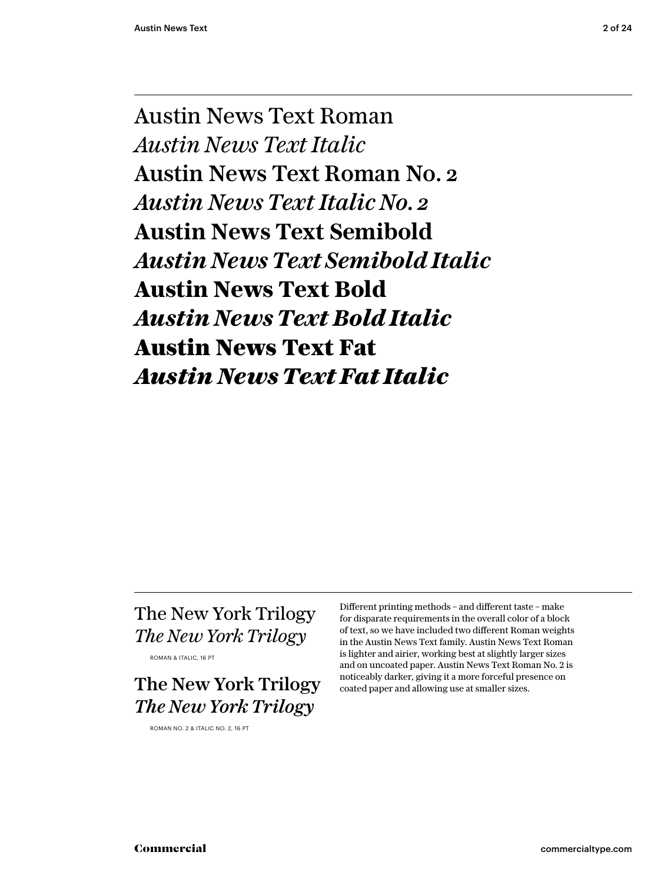Austin News Text Roman

*Austin News Text Italic*

Austin News Text Roman No. 2

*Austin News Text Italic No. 2*

**Austin News Text Semibold**

***Austin News Text Semibold Italic***

**Austin News Text Bold**

***Austin News Text Bold Italic***

**Austin News Text Fat**

***Austin News Text Fat Italic***

---

The New York Trilogy

*The New York Trilogy*

ROMAN & ITALIC, 16 PT

The New York Trilogy

*The New York Trilogy*

ROMAN NO. 2 & ITALIC NO. 2, 16 PT

Different printing methods – and different taste – make for disparate requirements in the overall color of a block of text, so we have included two different Roman weights in the Austin News Text family. Austin News Text Roman is lighter and airier, working best at slightly larger sizes and on uncoated paper. Austin News Text Roman No. 2 is noticeably darker, giving it a more forceful presence on coated paper and allowing use at smaller sizes.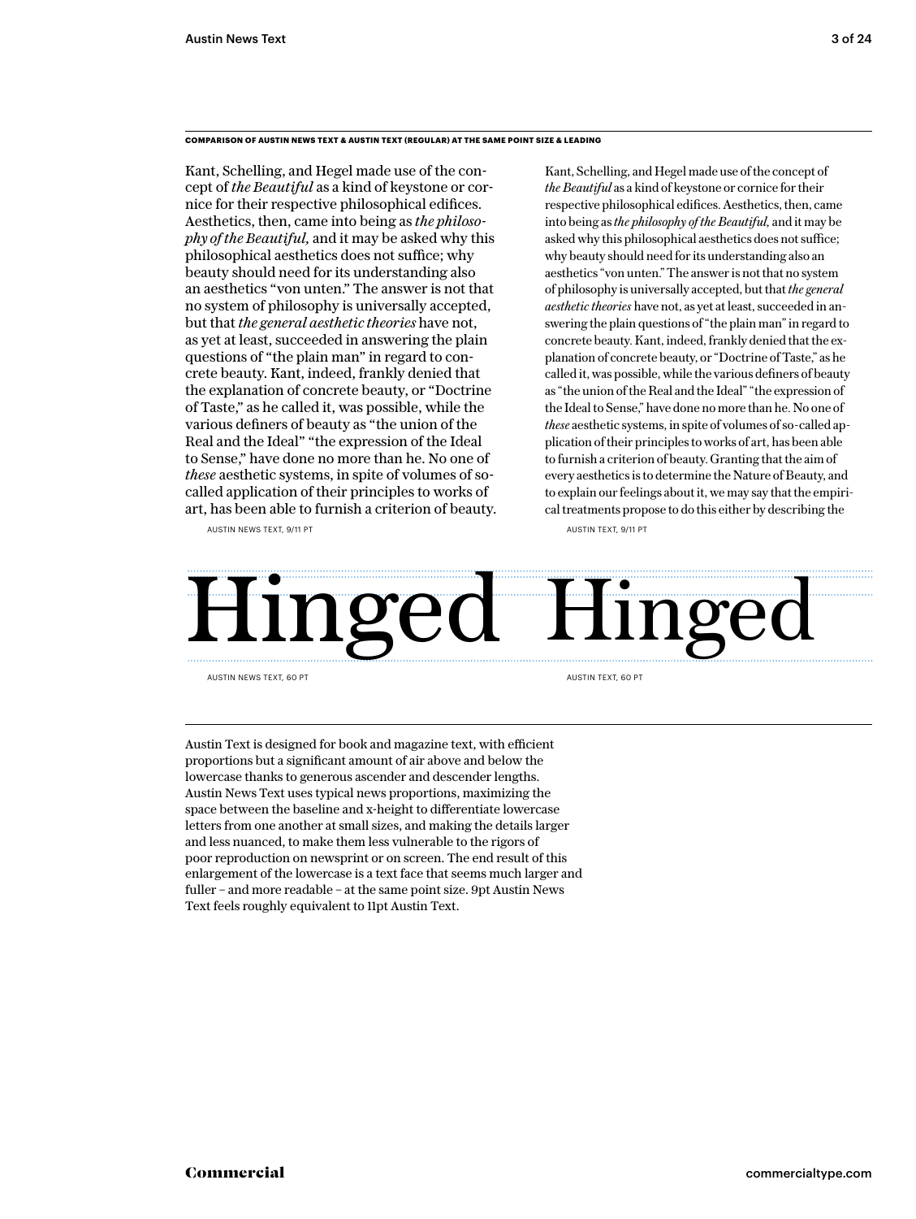**COMPARISON OF AUSTIN NEWS TEXT & AUSTIN TEXT (REGULAR) AT THE SAME POINT SIZE & LEADING**

Kant, Schelling, and Hegel made use of the concept of *the Beautiful* as a kind of keystone or cornice for their respective philosophical edifices. Aesthetics, then, came into being as *the philosophy of the Beautiful,* and it may be asked why this philosophical aesthetics does not suffice; why beauty should need for its understanding also an aesthetics "von unten." The answer is not that no system of philosophy is universally accepted, but that *the general aesthetic theories* have not, as yet at least, succeeded in answering the plain questions of "the plain man" in regard to concrete beauty. Kant, indeed, frankly denied that the explanation of concrete beauty, or "Doctrine of Taste," as he called it, was possible, while the various definers of beauty as "the union of the Real and the Ideal" "the expression of the Ideal to Sense," have done no more than he. No one of *these* aesthetic systems, in spite of volumes of so-called application of their principles to works of art, has been able to furnish a criterion of beauty.

AUSTIN NEWS TEXT, 9/11 PT

Kant, Schelling, and Hegel made use of the concept of *the Beautiful* as a kind of keystone or cornice for their respective philosophical edifices. Aesthetics, then, came into being as *the philosophy of the Beautiful,* and it may be asked why this philosophical aesthetics does not suffice; why beauty should need for its understanding also an aesthetics "von unten." The answer is not that no system of philosophy is universally accepted, but that *the general aesthetic theories* have not, as yet at least, succeeded in answering the plain questions of "the plain man" in regard to concrete beauty. Kant, indeed, frankly denied that the explanation of concrete beauty, or "Doctrine of Taste," as he called it, was possible, while the various definers of beauty as "the union of the Real and the Ideal" "the expression of the Ideal to Sense," have done no more than he. No one of *these* aesthetic systems, in spite of volumes of so-called application of their principles to works of art, has been able to furnish a criterion of beauty. Granting that the aim of every aesthetics is to determine the Nature of Beauty, and to explain our feelings about it, we may say that the empirical treatments propose to do this either by describing the

AUSTIN TEXT, 9/11 PT

Hinged

AUSTIN NEWS TEXT, 60 PT

Hinged

AUSTIN TEXT, 60 PT

Austin Text is designed for book and magazine text, with efficient proportions but a significant amount of air above and below the lowercase thanks to generous ascender and descender lengths. Austin News Text uses typical news proportions, maximizing the space between the baseline and x-height to differentiate lowercase letters from one another at small sizes, and making the details larger and less nuanced, to make them less vulnerable to the rigors of poor reproduction on newsprint or on screen. The end result of this enlargement of the lowercase is a text face that seems much larger and fuller – and more readable – at the same point size. 9pt Austin News Text feels roughly equivalent to 11pt Austin Text.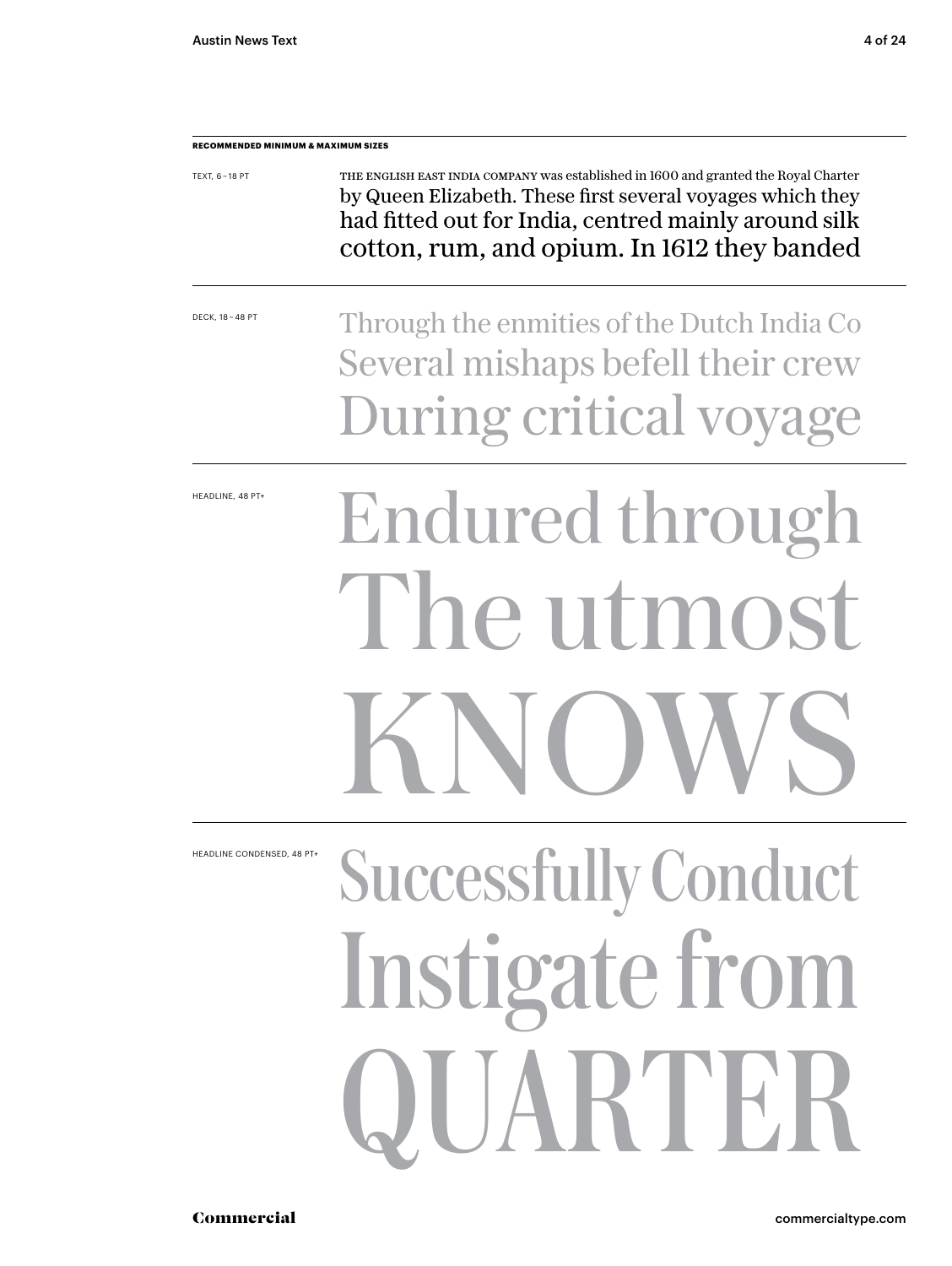**RECOMMENDED MINIMUM & MAXIMUM SIZES**

TEXT, 6 – 18 PT

THE ENGLISH EAST INDIA COMPANY was established in 1600 and granted the Royal Charter by Queen Elizabeth. These first several voyages which they had fitted out for India, centred mainly around silk cotton, rum, and opium. In 1612 they banded

DECK, 18 – 48 PT

Through the enmities of the Dutch India Co
Several mishaps befell their crew
During critical voyage

HEADLINE, 48 PT+

Endured through
The utmost
KNOWS

HEADLINE CONDENSED, 48 PT+

Successfully Conduct
Instigate from
QUARTER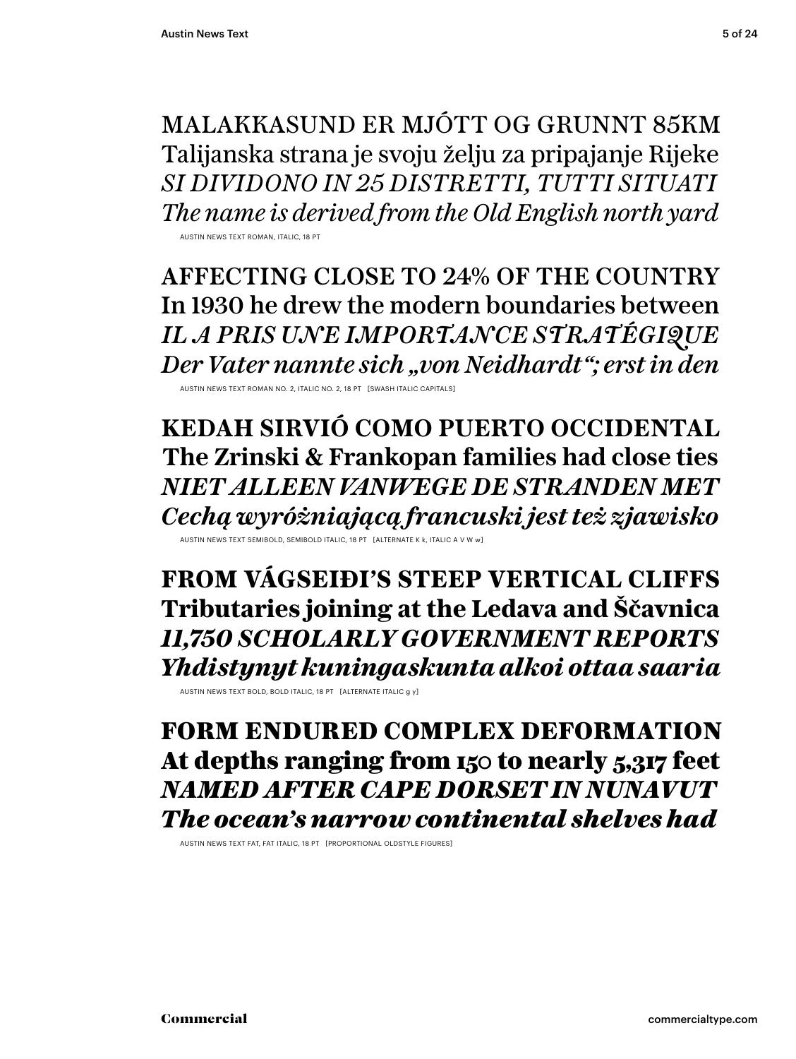MALAKKASUND ER MJÓTT OG GRUNNT 85KM
Talijanska strana je svoju želju za pripajanje Rijeke
*SI DIVIDONO IN 25 DISTRETTI, TUTTI SITUATI*
*The name is derived from the Old English north yard*

AUSTIN NEWS TEXT ROMAN, ITALIC, 18 PT

AFFECTING CLOSE TO 24% OF THE COUNTRY
In 1930 he drew the modern boundaries between
*IL A PRIS UNE IMPORTANCE STRATÉGIQUE*
*Der Vater nannte sich „von Neidhardt“; erst in den*

AUSTIN NEWS TEXT ROMAN NO. 2, ITALIC NO. 2, 18 PT [SWASH ITALIC CAPITALS]

**KEDAH SIRVIÓ COMO PUERTO OCCIDENTAL**
**The Zrinski & Frankopan families had close ties**
***NIET ALLEEN VANWEGE DE STRANDEN MET***
***Cechą wyróżniającą francuski jest też zjawisko***

AUSTIN NEWS TEXT SEMIBOLD, SEMIBOLD ITALIC, 18 PT [ALTERNATE K k, ITALIC A V W w]

**FROM VÁGSEIÐI’S STEEP VERTICAL CLIFFS**
**Tributaries joining at the Ledava and Ščavnica**
***11,750 SCHOLARLY GOVERNMENT REPORTS***
***Yhdistynyt kuningaskunta alkoi ottaa saaria***

AUSTIN NEWS TEXT BOLD, BOLD ITALIC, 18 PT [ALTERNATE ITALIC g y]

**FORM ENDURED COMPLEX DEFORMATION**
**At depths ranging from 150 to nearly 5,317 feet**
***NAMED AFTER CAPE DORSET IN NUNAVUT***
***The ocean’s narrow continental shelves had***

AUSTIN NEWS TEXT FAT, FAT ITALIC, 18 PT [PROPORTIONAL OLDSTYLE FIGURES]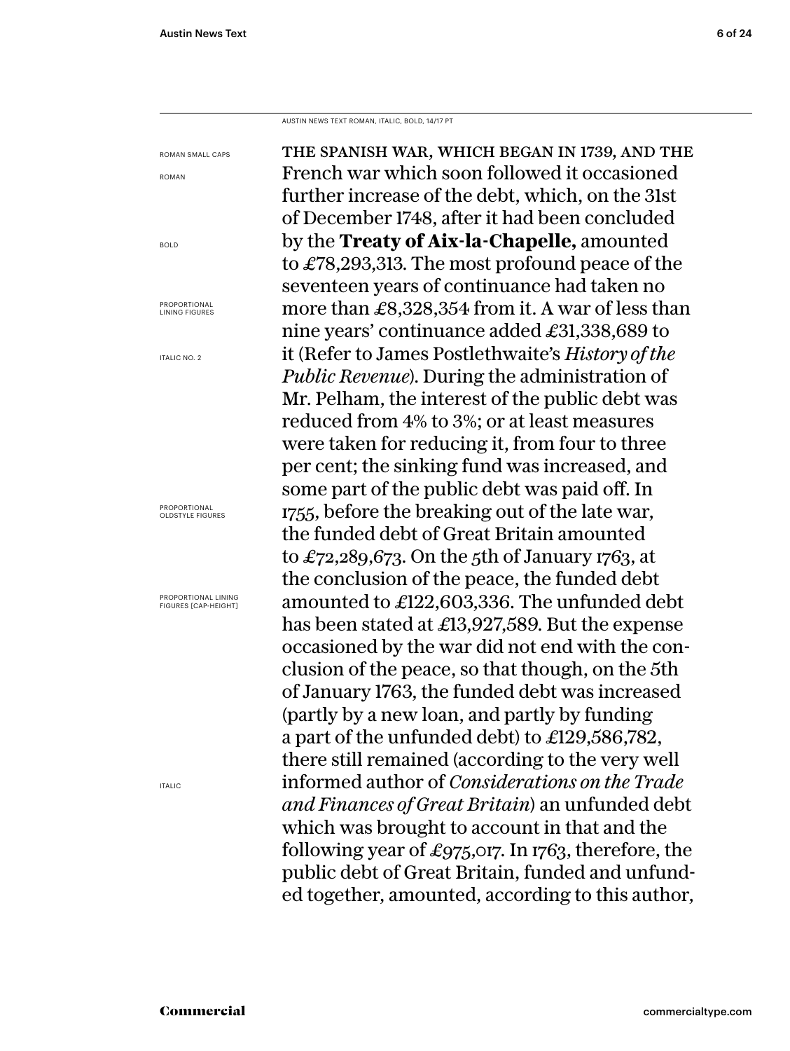AUSTIN NEWS TEXT ROMAN, ITALIC, BOLD, 14/17 PT

ROMAN SMALL CAPS

ROMAN

BOLD

PROPORTIONAL LINING FIGURES

ITALIC NO. 2

PROPORTIONAL OLDSTYLE FIGURES

PROPORTIONAL LINING FIGURES [CAP-HEIGHT]

ITALIC

THE SPANISH WAR, WHICH BEGAN IN 1739, AND THE French war which soon followed it occasioned further increase of the debt, which, on the 31st of December 1748, after it had been concluded by the **Treaty of Aix-la-Chapelle,** amounted to £78,293,313. The most profound peace of the seventeen years of continuance had taken no more than £8,328,354 from it. A war of less than nine years' continuance added £31,338,689 to it (Refer to James Postlethwaite's *History of the Public Revenue*). During the administration of Mr. Pelham, the interest of the public debt was reduced from 4% to 3%; or at least measures were taken for reducing it, from four to three per cent; the sinking fund was increased, and some part of the public debt was paid off. In 1755, before the breaking out of the late war, the funded debt of Great Britain amounted to £72,289,673. On the 5th of January 1763, at the conclusion of the peace, the funded debt amounted to £122,603,336. The unfunded debt has been stated at £13,927,589. But the expense occasioned by the war did not end with the conclusion of the peace, so that though, on the 5th of January 1763, the funded debt was increased (partly by a new loan, and partly by funding a part of the unfunded debt) to £129,586,782, there still remained (according to the very well informed author of *Considerations on the Trade and Finances of Great Britain*) an unfunded debt which was brought to account in that and the following year of £975,017. In 1763, therefore, the public debt of Great Britain, funded and unfunded together, amounted, according to this author,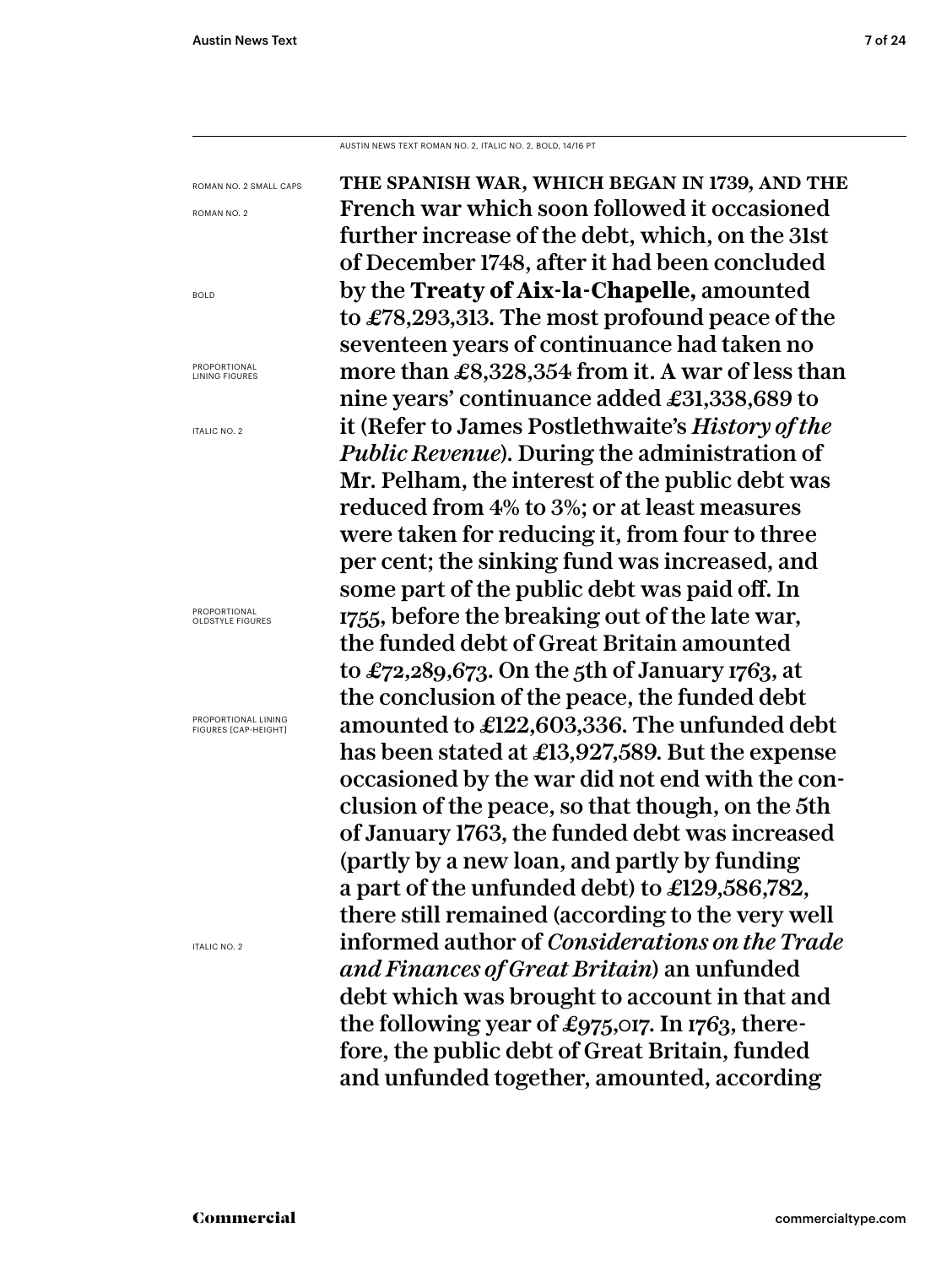AUSTIN NEWS TEXT ROMAN NO. 2, ITALIC NO. 2, BOLD, 14/16 PT

ROMAN NO. 2 SMALL CAPS

ROMAN NO. 2

BOLD

PROPORTIONAL LINING FIGURES

ITALIC NO. 2

PROPORTIONAL OLDSTYLE FIGURES

PROPORTIONAL LINING FIGURES [CAP-HEIGHT]

ITALIC NO. 2

THE SPANISH WAR, WHICH BEGAN IN 1739, AND THE French war which soon followed it occasioned further increase of the debt, which, on the 31st of December 1748, after it had been concluded by the **Treaty of Aix-la-Chapelle,** amounted to £78,293,313. The most profound peace of the seventeen years of continuance had taken no more than £8,328,354 from it. A war of less than nine years' continuance added £31,338,689 to it (Refer to James Postlethwaite's *History of the Public Revenue*). During the administration of Mr. Pelham, the interest of the public debt was reduced from 4% to 3%; or at least measures were taken for reducing it, from four to three per cent; the sinking fund was increased, and some part of the public debt was paid off. In 1755, before the breaking out of the late war, the funded debt of Great Britain amounted to £72,289,673. On the 5th of January 1763, at the conclusion of the peace, the funded debt amounted to £122,603,336. The unfunded debt has been stated at £13,927,589. But the expense occasioned by the war did not end with the conclusion of the peace, so that though, on the 5th of January 1763, the funded debt was increased (partly by a new loan, and partly by funding a part of the unfunded debt) to £129,586,782, there still remained (according to the very well informed author of *Considerations on the Trade and Finances of Great Britain*) an unfunded debt which was brought to account in that and the following year of £975,017. In 1763, therefore, the public debt of Great Britain, funded and unfunded together, amounted, according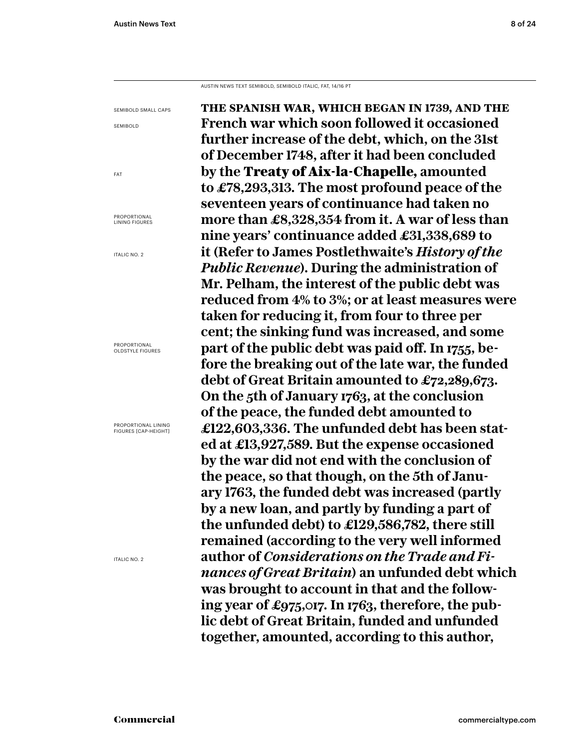AUSTIN NEWS TEXT SEMIBOLD, SEMIBOLD ITALIC, FAT, 14/16 PT

SEMIBOLD SMALL CAPS

SEMIBOLD

FAT

PROPORTIONAL LINING FIGURES

ITALIC NO. 2

PROPORTIONAL OLDSTYLE FIGURES

PROPORTIONAL LINING FIGURES [CAP-HEIGHT]

ITALIC NO. 2

**THE SPANISH WAR, WHICH BEGAN IN 1739, AND THE French war which soon followed it occasioned further increase of the debt, which, on the 31st of December 1748, after it had been concluded by the Treaty of Aix-la-Chapelle, amounted to £78,293,313. The most profound peace of the seventeen years of continuance had taken no more than £8,328,354 from it. A war of less than nine years' continuance added £31,338,689 to it (Refer to James Postlethwaite's *History of the Public Revenue*). During the administration of Mr. Pelham, the interest of the public debt was reduced from 4% to 3%; or at least measures were taken for reducing it, from four to three per cent; the sinking fund was increased, and some part of the public debt was paid off. In 1755, before the breaking out of the late war, the funded debt of Great Britain amounted to £72,289,673. On the 5th of January 1763, at the conclusion of the peace, the funded debt amounted to £122,603,336. The unfunded debt has been stated at £13,927,589. But the expense occasioned by the war did not end with the conclusion of the peace, so that though, on the 5th of January 1763, the funded debt was increased (partly by a new loan, and partly by funding a part of the unfunded debt) to £129,586,782, there still remained (according to the very well informed author of *Considerations on the Trade and Finances of Great Britain*) an unfunded debt which was brought to account in that and the following year of £975,017. In 1763, therefore, the public debt of Great Britain, funded and unfunded together, amounted, according to this author,**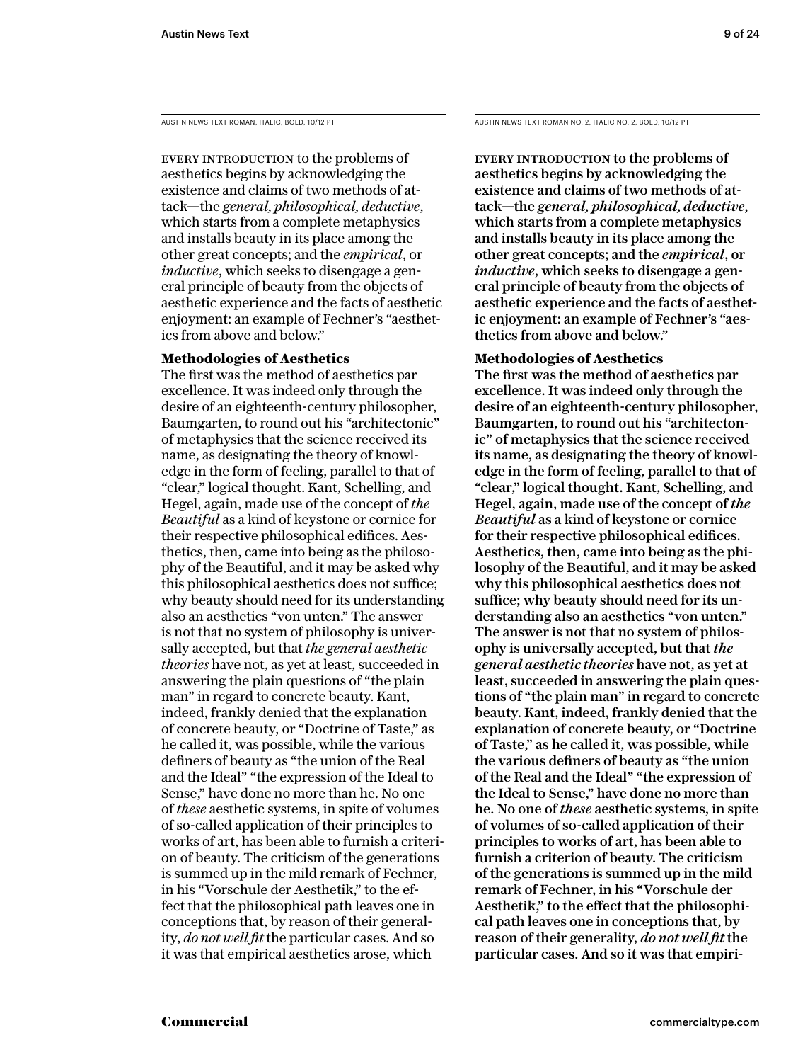AUSTIN NEWS TEXT ROMAN, ITALIC, BOLD, 10/12 PT

EVERY INTRODUCTION to the problems of aesthetics begins by acknowledging the existence and claims of two methods of attack—the *general, philosophical, deductive*, which starts from a complete metaphysics and installs beauty in its place among the other great concepts; and the *empirical*, or *inductive*, which seeks to disengage a general principle of beauty from the objects of aesthetic experience and the facts of aesthetic enjoyment: an example of Fechner's "aesthetics from above and below."

**Methodologies of Aesthetics**
The first was the method of aesthetics par excellence. It was indeed only through the desire of an eighteenth-century philosopher, Baumgarten, to round out his "architectonic" of metaphysics that the science received its name, as designating the theory of knowledge in the form of feeling, parallel to that of "clear," logical thought. Kant, Schelling, and Hegel, again, made use of the concept of *the Beautiful* as a kind of keystone or cornice for their respective philosophical edifices. Aesthetics, then, came into being as the philosophy of the Beautiful, and it may be asked why this philosophical aesthetics does not suffice; why beauty should need for its understanding also an aesthetics "von unten." The answer is not that no system of philosophy is universally accepted, but that *the general aesthetic theories* have not, as yet at least, succeeded in answering the plain questions of "the plain man" in regard to concrete beauty. Kant, indeed, frankly denied that the explanation of concrete beauty, or "Doctrine of Taste," as he called it, was possible, while the various definers of beauty as "the union of the Real and the Ideal" "the expression of the Ideal to Sense," have done no more than he. No one of *these* aesthetic systems, in spite of volumes of so-called application of their principles to works of art, has been able to furnish a criterion of beauty. The criticism of the generations is summed up in the mild remark of Fechner, in his "Vorschule der Aesthetik," to the effect that the philosophical path leaves one in conceptions that, by reason of their generality, *do not well fit* the particular cases. And so it was that empirical aesthetics arose, which

AUSTIN NEWS TEXT ROMAN NO. 2, ITALIC NO. 2, BOLD, 10/12 PT

**EVERY INTRODUCTION to the problems of aesthetics begins by acknowledging the existence and claims of two methods of attack—the *general, philosophical, deductive*, which starts from a complete metaphysics and installs beauty in its place among the other great concepts; and the *empirical*, or *inductive*, which seeks to disengage a general principle of beauty from the objects of aesthetic experience and the facts of aesthetic enjoyment: an example of Fechner's "aesthetics from above and below."**

**Methodologies of Aesthetics**
**The first was the method of aesthetics par excellence. It was indeed only through the desire of an eighteenth-century philosopher, Baumgarten, to round out his "architectonic" of metaphysics that the science received its name, as designating the theory of knowledge in the form of feeling, parallel to that of "clear," logical thought. Kant, Schelling, and Hegel, again, made use of the concept of *the Beautiful* as a kind of keystone or cornice for their respective philosophical edifices. Aesthetics, then, came into being as the philosophy of the Beautiful, and it may be asked why this philosophical aesthetics does not suffice; why beauty should need for its understanding also an aesthetics "von unten." The answer is not that no system of philosophy is universally accepted, but that *the general aesthetic theories* have not, as yet at least, succeeded in answering the plain questions of "the plain man" in regard to concrete beauty. Kant, indeed, frankly denied that the explanation of concrete beauty, or "Doctrine of Taste," as he called it, was possible, while the various definers of beauty as "the union of the Real and the Ideal" "the expression of the Ideal to Sense," have done no more than he. No one of *these* aesthetic systems, in spite of volumes of so-called application of their principles to works of art, has been able to furnish a criterion of beauty. The criticism of the generations is summed up in the mild remark of Fechner, in his "Vorschule der Aesthetik," to the effect that the philosophical path leaves one in conceptions that, by reason of their generality, *do not well fit* the particular cases. And so it was that empiri-**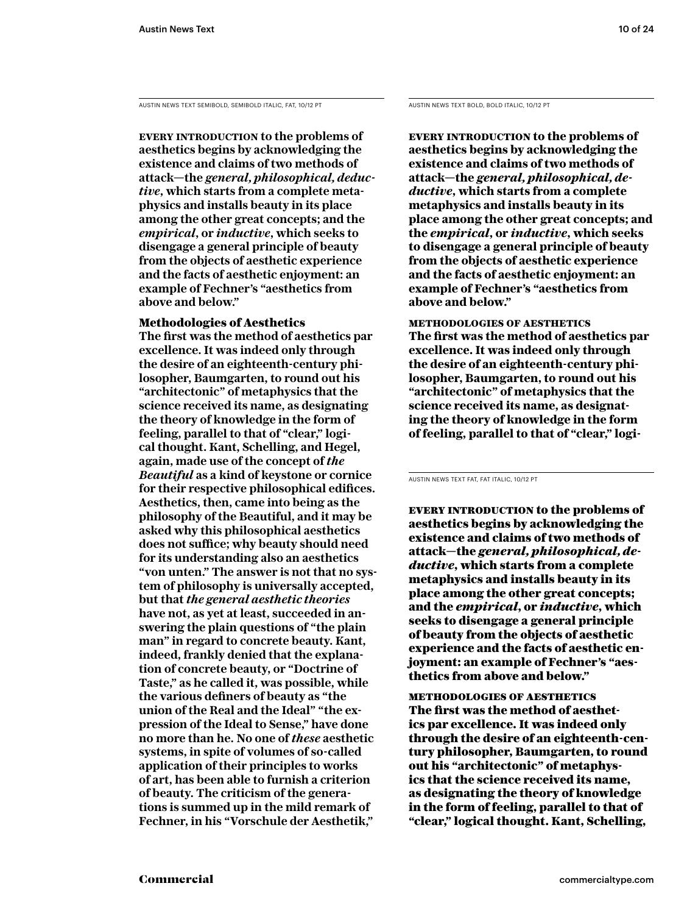AUSTIN NEWS TEXT SEMIBOLD, SEMIBOLD ITALIC, FAT, 10/12 PT

**EVERY INTRODUCTION to the problems of aesthetics begins by acknowledging the existence and claims of two methods of attack—the *general, philosophical, deductive*, which starts from a complete metaphysics and installs beauty in its place among the other great concepts; and the *empirical*, or *inductive*, which seeks to disengage a general principle of beauty from the objects of aesthetic experience and the facts of aesthetic enjoyment: an example of Fechner's "aesthetics from above and below."**

**Methodologies of Aesthetics**

**The first was the method of aesthetics par excellence. It was indeed only through the desire of an eighteenth-century philosopher, Baumgarten, to round out his "architectonic" of metaphysics that the science received its name, as designating the theory of knowledge in the form of feeling, parallel to that of "clear," logical thought. Kant, Schelling, and Hegel, again, made use of the concept of *the Beautiful* as a kind of keystone or cornice for their respective philosophical edifices. Aesthetics, then, came into being as the philosophy of the Beautiful, and it may be asked why this philosophical aesthetics does not suffice; why beauty should need for its understanding also an aesthetics "von unten." The answer is not that no system of philosophy is universally accepted, but that *the general aesthetic theories* have not, as yet at least, succeeded in answering the plain questions of "the plain man" in regard to concrete beauty. Kant, indeed, frankly denied that the explanation of concrete beauty, or "Doctrine of Taste," as he called it, was possible, while the various definers of beauty as "the union of the Real and the Ideal" "the expression of the Ideal to Sense," have done no more than he. No one of *these* aesthetic systems, in spite of volumes of so-called application of their principles to works of art, has been able to furnish a criterion of beauty. The criticism of the generations is summed up in the mild remark of Fechner, in his "Vorschule der Aesthetik,"**

AUSTIN NEWS TEXT BOLD, BOLD ITALIC, 10/12 PT

**EVERY INTRODUCTION to the problems of aesthetics begins by acknowledging the existence and claims of two methods of attack—the *general, philosophical, deductive*, which starts from a complete metaphysics and installs beauty in its place among the other great concepts; and the *empirical*, or *inductive*, which seeks to disengage a general principle of beauty from the objects of aesthetic experience and the facts of aesthetic enjoyment: an example of Fechner's "aesthetics from above and below."**

**METHODOLOGIES OF AESTHETICS**

**The first was the method of aesthetics par excellence. It was indeed only through the desire of an eighteenth-century philosopher, Baumgarten, to round out his "architectonic" of metaphysics that the science received its name, as designating the theory of knowledge in the form of feeling, parallel to that of "clear," logi-**

AUSTIN NEWS TEXT FAT, FAT ITALIC, 10/12 PT

**EVERY INTRODUCTION to the problems of aesthetics begins by acknowledging the existence and claims of two methods of attack—the *general, philosophical, deductive*, which starts from a complete metaphysics and installs beauty in its place among the other great concepts; and the *empirical*, or *inductive*, which seeks to disengage a general principle of beauty from the objects of aesthetic experience and the facts of aesthetic enjoyment: an example of Fechner's "aesthetics from above and below."**

**METHODOLOGIES OF AESTHETICS**

**The first was the method of aesthetics par excellence. It was indeed only through the desire of an eighteenth-century philosopher, Baumgarten, to round out his "architectonic" of metaphysics that the science received its name, as designating the theory of knowledge in the form of feeling, parallel to that of "clear," logical thought. Kant, Schelling,**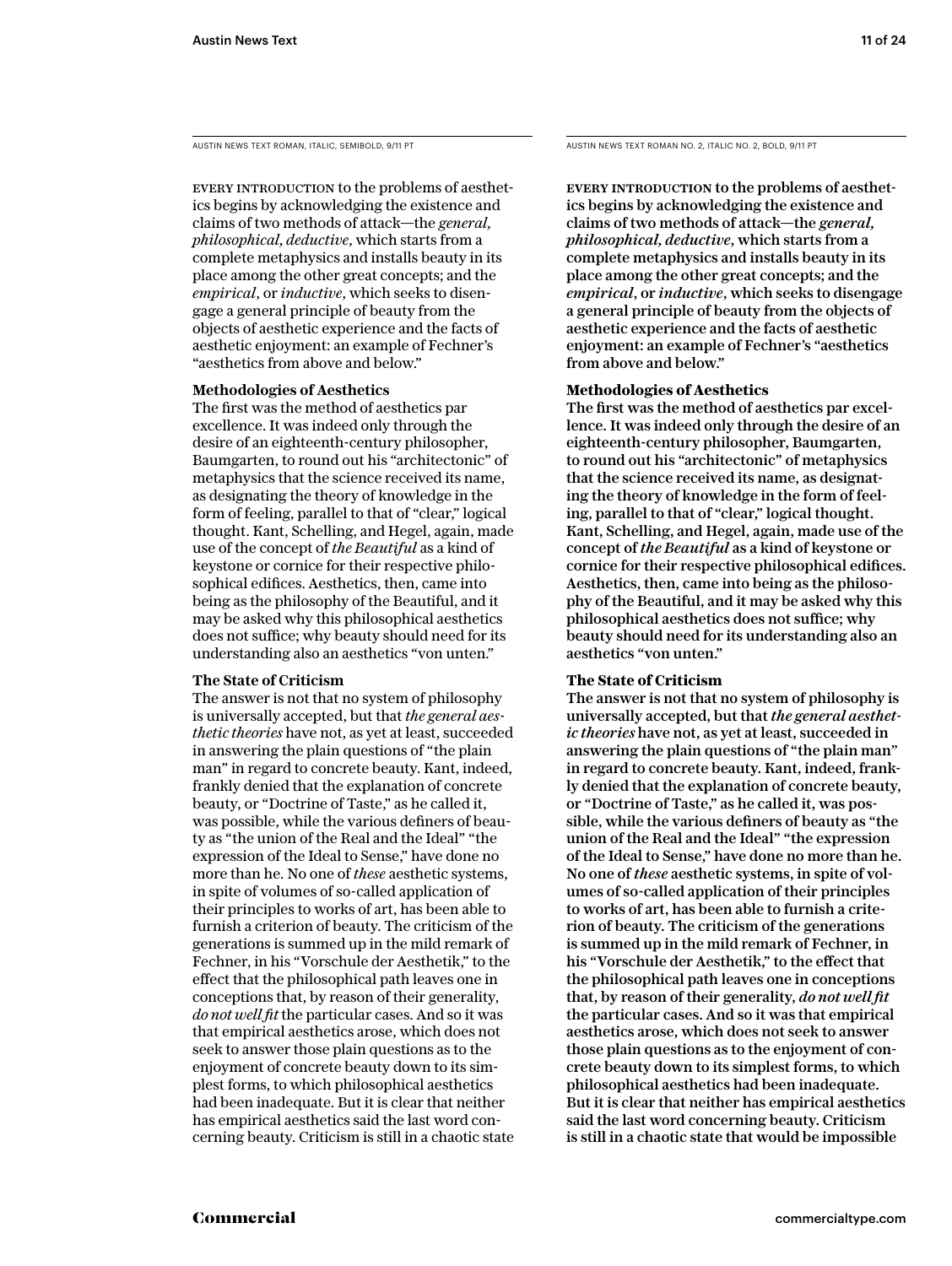AUSTIN NEWS TEXT ROMAN, ITALIC, SEMIBOLD, 9/11 PT

EVERY INTRODUCTION to the problems of aesthetics begins by acknowledging the existence and claims of two methods of attack—the *general, philosophical, deductive*, which starts from a complete metaphysics and installs beauty in its place among the other great concepts; and the *empirical*, or *inductive*, which seeks to disengage a general principle of beauty from the objects of aesthetic experience and the facts of aesthetic enjoyment: an example of Fechner's "aesthetics from above and below."

**Methodologies of Aesthetics**

The first was the method of aesthetics par excellence. It was indeed only through the desire of an eighteenth-century philosopher, Baumgarten, to round out his "architectonic" of metaphysics that the science received its name, as designating the theory of knowledge in the form of feeling, parallel to that of "clear," logical thought. Kant, Schelling, and Hegel, again, made use of the concept of *the Beautiful* as a kind of keystone or cornice for their respective philosophical edifices. Aesthetics, then, came into being as the philosophy of the Beautiful, and it may be asked why this philosophical aesthetics does not suffice; why beauty should need for its understanding also an aesthetics "von unten."

**The State of Criticism**

The answer is not that no system of philosophy is universally accepted, but that *the general aesthetic theories* have not, as yet at least, succeeded in answering the plain questions of "the plain man" in regard to concrete beauty. Kant, indeed, frankly denied that the explanation of concrete beauty, or "Doctrine of Taste," as he called it, was possible, while the various definers of beauty as "the union of the Real and the Ideal" "the expression of the Ideal to Sense," have done no more than he. No one of *these* aesthetic systems, in spite of volumes of so-called application of their principles to works of art, has been able to furnish a criterion of beauty. The criticism of the generations is summed up in the mild remark of Fechner, in his "Vorschule der Aesthetik," to the effect that the philosophical path leaves one in conceptions that, by reason of their generality, *do not well fit* the particular cases. And so it was that empirical aesthetics arose, which does not seek to answer those plain questions as to the enjoyment of concrete beauty down to its simplest forms, to which philosophical aesthetics had been inadequate. But it is clear that neither has empirical aesthetics said the last word concerning beauty. Criticism is still in a chaotic state

AUSTIN NEWS TEXT ROMAN NO. 2, ITALIC NO. 2, BOLD, 9/11 PT

**EVERY INTRODUCTION to the problems of aesthetics begins by acknowledging the existence and claims of two methods of attack—the *general, philosophical, deductive*, which starts from a complete metaphysics and installs beauty in its place among the other great concepts; and the *empirical*, or *inductive*, which seeks to disengage a general principle of beauty from the objects of aesthetic experience and the facts of aesthetic enjoyment: an example of Fechner's "aesthetics from above and below."**

**Methodologies of Aesthetics**

**The first was the method of aesthetics par excellence. It was indeed only through the desire of an eighteenth-century philosopher, Baumgarten, to round out his "architectonic" of metaphysics that the science received its name, as designating the theory of knowledge in the form of feeling, parallel to that of "clear," logical thought. Kant, Schelling, and Hegel, again, made use of the concept of *the Beautiful* as a kind of keystone or cornice for their respective philosophical edifices. Aesthetics, then, came into being as the philosophy of the Beautiful, and it may be asked why this philosophical aesthetics does not suffice; why beauty should need for its understanding also an aesthetics "von unten."**

**The State of Criticism**

**The answer is not that no system of philosophy is universally accepted, but that *the general aesthetic theories* have not, as yet at least, succeeded in answering the plain questions of "the plain man" in regard to concrete beauty. Kant, indeed, frankly denied that the explanation of concrete beauty, or "Doctrine of Taste," as he called it, was possible, while the various definers of beauty as "the union of the Real and the Ideal" "the expression of the Ideal to Sense," have done no more than he. No one of *these* aesthetic systems, in spite of volumes of so-called application of their principles to works of art, has been able to furnish a criterion of beauty. The criticism of the generations is summed up in the mild remark of Fechner, in his "Vorschule der Aesthetik," to the effect that the philosophical path leaves one in conceptions that, by reason of their generality, *do not well fit* the particular cases. And so it was that empirical aesthetics arose, which does not seek to answer those plain questions as to the enjoyment of concrete beauty down to its simplest forms, to which philosophical aesthetics had been inadequate. But it is clear that neither has empirical aesthetics said the last word concerning beauty. Criticism is still in a chaotic state that would be impossible**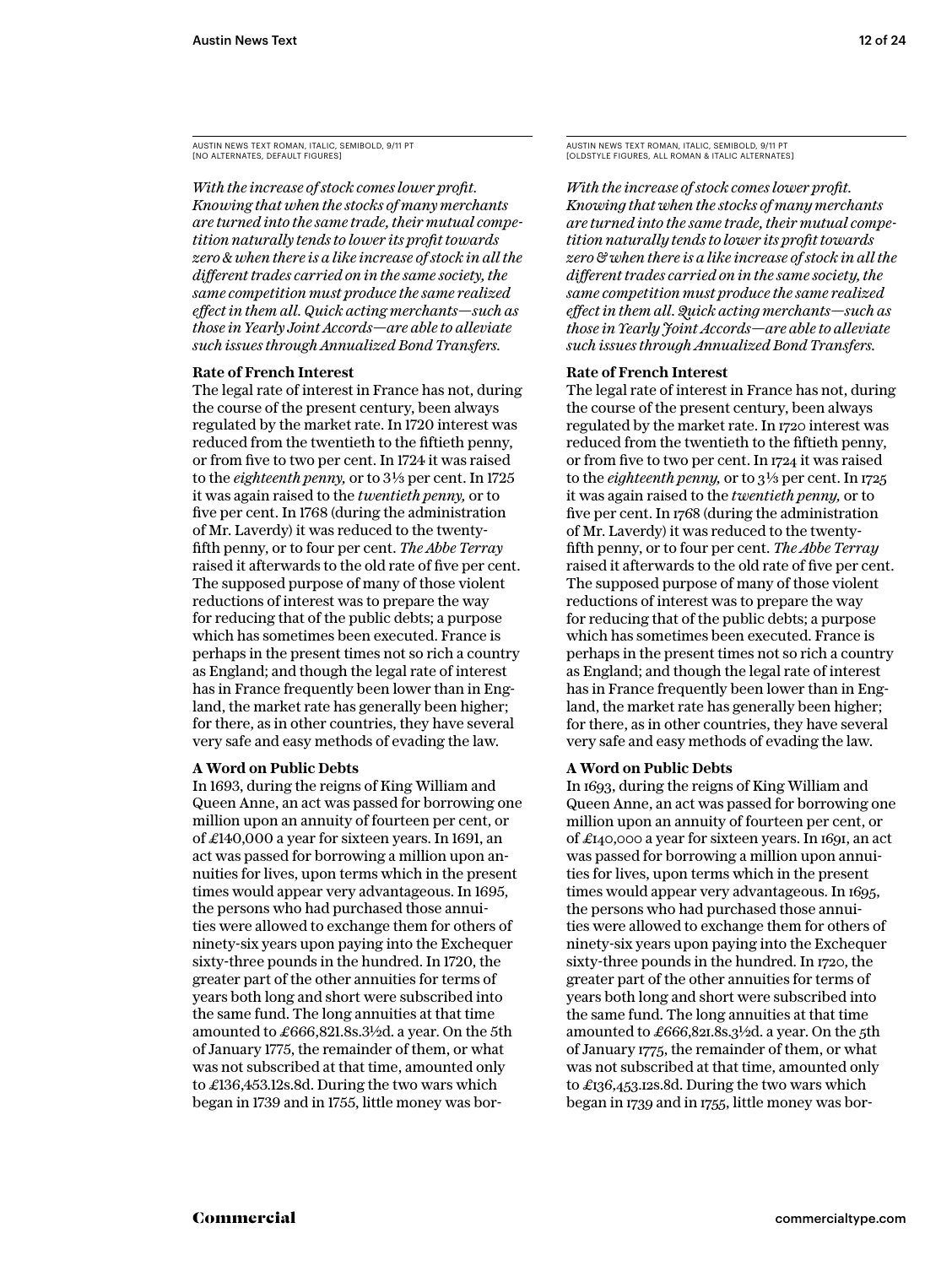AUSTIN NEWS TEXT ROMAN, ITALIC, SEMIBOLD, 9/11 PT
[NO ALTERNATES, DEFAULT FIGURES]

*With the increase of stock comes lower profit. Knowing that when the stocks of many merchants are turned into the same trade, their mutual competition naturally tends to lower its profit towards zero & when there is a like increase of stock in all the different trades carried on in the same society, the same competition must produce the same realized effect in them all. Quick acting merchants—such as those in Yearly Joint Accords—are able to alleviate such issues through Annualized Bond Transfers.*

**Rate of French Interest**

The legal rate of interest in France has not, during the course of the present century, been always regulated by the market rate. In 1720 interest was reduced from the twentieth to the fiftieth penny, or from five to two per cent. In 1724 it was raised to the *eighteenth penny,* or to 3⅓ per cent. In 1725 it was again raised to the *twentieth penny,* or to five per cent. In 1768 (during the administration of Mr. Laverdy) it was reduced to the twenty-fifth penny, or to four per cent. *The Abbe Terray* raised it afterwards to the old rate of five per cent. The supposed purpose of many of those violent reductions of interest was to prepare the way for reducing that of the public debts; a purpose which has sometimes been executed. France is perhaps in the present times not so rich a country as England; and though the legal rate of interest has in France frequently been lower than in England, the market rate has generally been higher; for there, as in other countries, they have several very safe and easy methods of evading the law.

**A Word on Public Debts**

In 1693, during the reigns of King William and Queen Anne, an act was passed for borrowing one million upon an annuity of fourteen per cent, or of £140,000 a year for sixteen years. In 1691, an act was passed for borrowing a million upon annuities for lives, upon terms which in the present times would appear very advantageous. In 1695, the persons who had purchased those annuities were allowed to exchange them for others of ninety-six years upon paying into the Exchequer sixty-three pounds in the hundred. In 1720, the greater part of the other annuities for terms of years both long and short were subscribed into the same fund. The long annuities at that time amounted to £666,821.8s.3½d. a year. On the 5th of January 1775, the remainder of them, or what was not subscribed at that time, amounted only to £136,453.12s.8d. During the two wars which began in 1739 and in 1755, little money was bor-

AUSTIN NEWS TEXT ROMAN, ITALIC, SEMIBOLD, 9/11 PT
[OLDSTYLE FIGURES, ALL ROMAN & ITALIC ALTERNATES]

*With the increase of stock comes lower profit. Knowing that when the stocks of many merchants are turned into the same trade, their mutual competition naturally tends to lower its profit towards zero & when there is a like increase of stock in all the different trades carried on in the same society, the same competition must produce the same realized effect in them all. Quick acting merchants—such as those in Yearly Joint Accords—are able to alleviate such issues through Annualized Bond Transfers.*

**Rate of French Interest**

The legal rate of interest in France has not, during the course of the present century, been always regulated by the market rate. In 1720 interest was reduced from the twentieth to the fiftieth penny, or from five to two per cent. In 1724 it was raised to the *eighteenth penny,* or to 3⅓ per cent. In 1725 it was again raised to the *twentieth penny,* or to five per cent. In 1768 (during the administration of Mr. Laverdy) it was reduced to the twenty-fifth penny, or to four per cent. *The Abbe Terray* raised it afterwards to the old rate of five per cent. The supposed purpose of many of those violent reductions of interest was to prepare the way for reducing that of the public debts; a purpose which has sometimes been executed. France is perhaps in the present times not so rich a country as England; and though the legal rate of interest has in France frequently been lower than in England, the market rate has generally been higher; for there, as in other countries, they have several very safe and easy methods of evading the law.

**A Word on Public Debts**

In 1693, during the reigns of King William and Queen Anne, an act was passed for borrowing one million upon an annuity of fourteen per cent, or of £140,000 a year for sixteen years. In 1691, an act was passed for borrowing a million upon annuities for lives, upon terms which in the present times would appear very advantageous. In 1695, the persons who had purchased those annuities were allowed to exchange them for others of ninety-six years upon paying into the Exchequer sixty-three pounds in the hundred. In 1720, the greater part of the other annuities for terms of years both long and short were subscribed into the same fund. The long annuities at that time amounted to £666,821.8s.3½d. a year. On the 5th of January 1775, the remainder of them, or what was not subscribed at that time, amounted only to £136,453.12s.8d. During the two wars which began in 1739 and in 1755, little money was bor-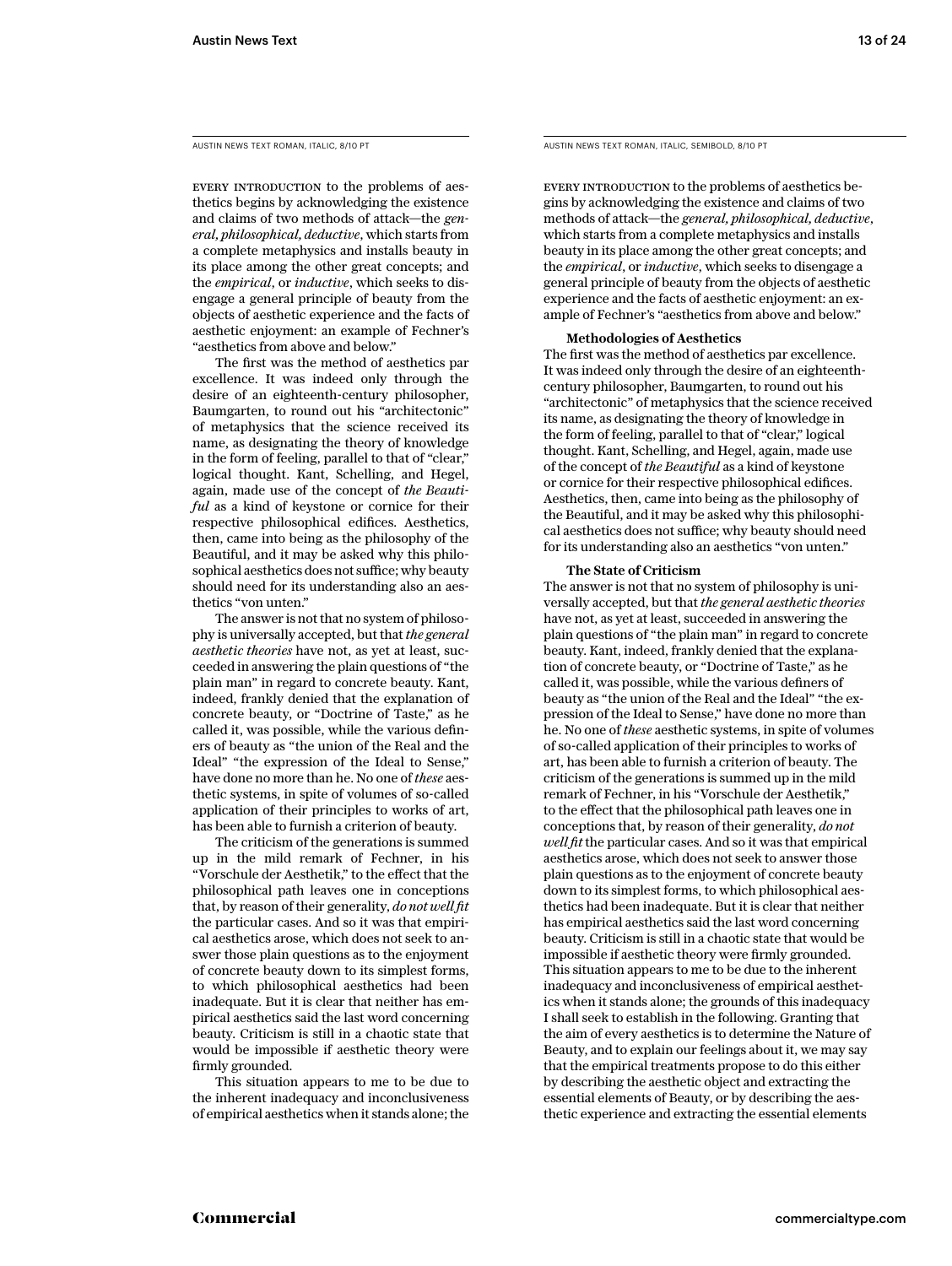AUSTIN NEWS TEXT ROMAN, ITALIC, 8/10 PT

EVERY INTRODUCTION to the problems of aesthetics begins by acknowledging the existence and claims of two methods of attack—the *general, philosophical, deductive*, which starts from a complete metaphysics and installs beauty in its place among the other great concepts; and the *empirical*, or *inductive*, which seeks to disengage a general principle of beauty from the objects of aesthetic experience and the facts of aesthetic enjoyment: an example of Fechner's "aesthetics from above and below."

The first was the method of aesthetics par excellence. It was indeed only through the desire of an eighteenth-century philosopher, Baumgarten, to round out his "architectonic" of metaphysics that the science received its name, as designating the theory of knowledge in the form of feeling, parallel to that of "clear," logical thought. Kant, Schelling, and Hegel, again, made use of the concept of *the Beautiful* as a kind of keystone or cornice for their respective philosophical edifices. Aesthetics, then, came into being as the philosophy of the Beautiful, and it may be asked why this philosophical aesthetics does not suffice; why beauty should need for its understanding also an aesthetics "von unten."

The answer is not that no system of philosophy is universally accepted, but that *the general aesthetic theories* have not, as yet at least, succeeded in answering the plain questions of "the plain man" in regard to concrete beauty. Kant, indeed, frankly denied that the explanation of concrete beauty, or "Doctrine of Taste," as he called it, was possible, while the various definers of beauty as "the union of the Real and the Ideal" "the expression of the Ideal to Sense," have done no more than he. No one of *these* aesthetic systems, in spite of volumes of so-called application of their principles to works of art, has been able to furnish a criterion of beauty.

The criticism of the generations is summed up in the mild remark of Fechner, in his "Vorschule der Aesthetik," to the effect that the philosophical path leaves one in conceptions that, by reason of their generality, *do not well fit* the particular cases. And so it was that empirical aesthetics arose, which does not seek to answer those plain questions as to the enjoyment of concrete beauty down to its simplest forms, to which philosophical aesthetics had been inadequate. But it is clear that neither has empirical aesthetics said the last word concerning beauty. Criticism is still in a chaotic state that would be impossible if aesthetic theory were firmly grounded.

This situation appears to me to be due to the inherent inadequacy and inconclusiveness of empirical aesthetics when it stands alone; the

AUSTIN NEWS TEXT ROMAN, ITALIC, SEMIBOLD, 8/10 PT

EVERY INTRODUCTION to the problems of aesthetics begins by acknowledging the existence and claims of two methods of attack—the *general, philosophical, deductive*, which starts from a complete metaphysics and installs beauty in its place among the other great concepts; and the *empirical*, or *inductive*, which seeks to disengage a general principle of beauty from the objects of aesthetic experience and the facts of aesthetic enjoyment: an example of Fechner's "aesthetics from above and below."

**Methodologies of Aesthetics**

The first was the method of aesthetics par excellence. It was indeed only through the desire of an eighteenth-century philosopher, Baumgarten, to round out his "architectonic" of metaphysics that the science received its name, as designating the theory of knowledge in the form of feeling, parallel to that of "clear," logical thought. Kant, Schelling, and Hegel, again, made use of the concept of *the Beautiful* as a kind of keystone or cornice for their respective philosophical edifices. Aesthetics, then, came into being as the philosophy of the Beautiful, and it may be asked why this philosophical aesthetics does not suffice; why beauty should need for its understanding also an aesthetics "von unten."

**The State of Criticism**

The answer is not that no system of philosophy is universally accepted, but that *the general aesthetic theories* have not, as yet at least, succeeded in answering the plain questions of "the plain man" in regard to concrete beauty. Kant, indeed, frankly denied that the explanation of concrete beauty, or "Doctrine of Taste," as he called it, was possible, while the various definers of beauty as "the union of the Real and the Ideal" "the expression of the Ideal to Sense," have done no more than he. No one of *these* aesthetic systems, in spite of volumes of so-called application of their principles to works of art, has been able to furnish a criterion of beauty. The criticism of the generations is summed up in the mild remark of Fechner, in his "Vorschule der Aesthetik," to the effect that the philosophical path leaves one in conceptions that, by reason of their generality, *do not well fit* the particular cases. And so it was that empirical aesthetics arose, which does not seek to answer those plain questions as to the enjoyment of concrete beauty down to its simplest forms, to which philosophical aesthetics had been inadequate. But it is clear that neither has empirical aesthetics said the last word concerning beauty. Criticism is still in a chaotic state that would be impossible if aesthetic theory were firmly grounded. This situation appears to me to be due to the inherent inadequacy and inconclusiveness of empirical aesthetics when it stands alone; the grounds of this inadequacy I shall seek to establish in the following. Granting that the aim of every aesthetics is to determine the Nature of Beauty, and to explain our feelings about it, we may say that the empirical treatments propose to do this either by describing the aesthetic object and extracting the essential elements of Beauty, or by describing the aesthetic experience and extracting the essential elements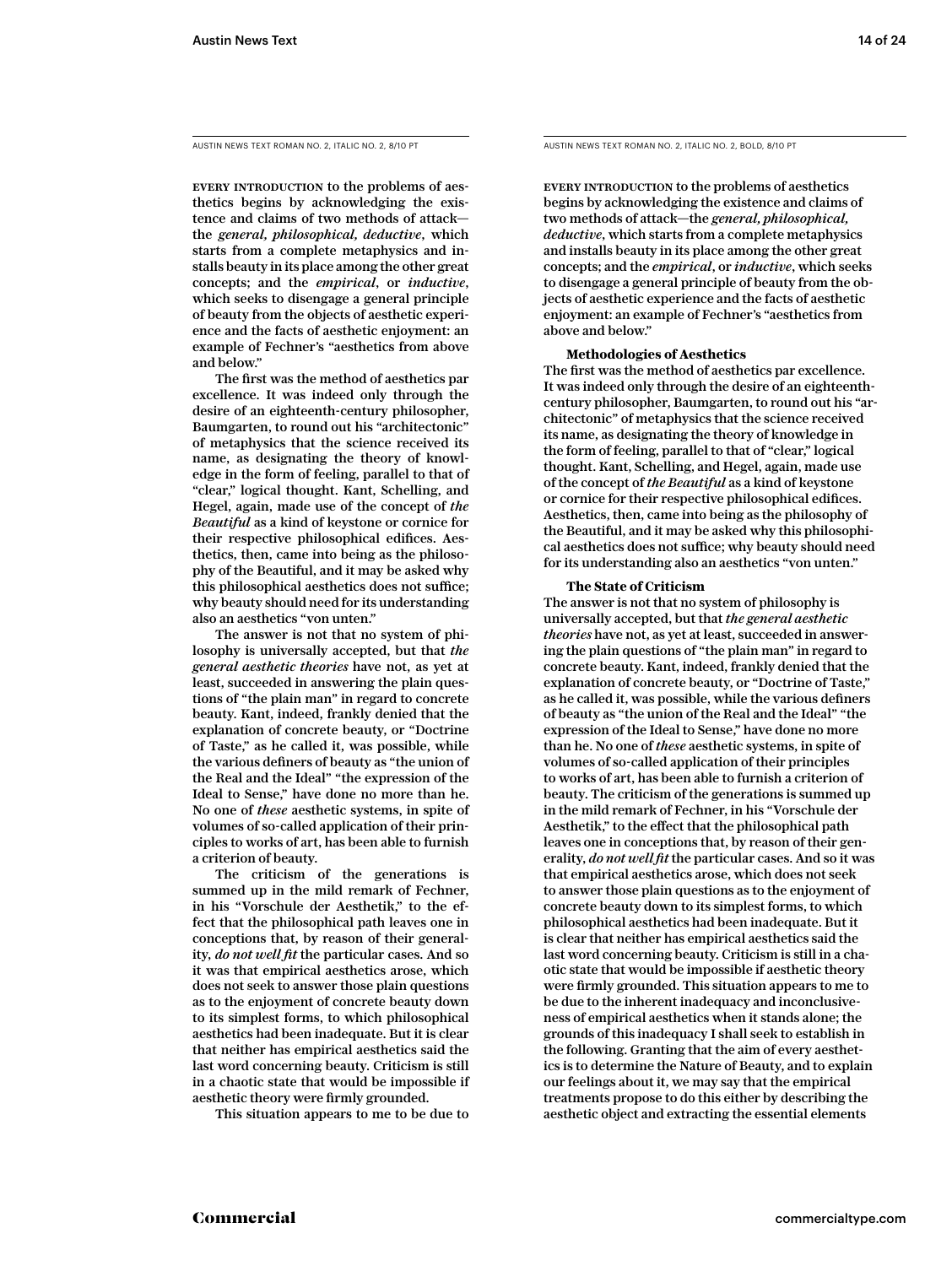AUSTIN NEWS TEXT ROMAN NO. 2, ITALIC NO. 2, 8/10 PT

EVERY INTRODUCTION to the problems of aesthetics begins by acknowledging the existence and claims of two methods of attack—the *general, philosophical, deductive*, which starts from a complete metaphysics and installs beauty in its place among the other great concepts; and the *empirical*, or *inductive*, which seeks to disengage a general principle of beauty from the objects of aesthetic experience and the facts of aesthetic enjoyment: an example of Fechner's "aesthetics from above and below."

The first was the method of aesthetics par excellence. It was indeed only through the desire of an eighteenth-century philosopher, Baumgarten, to round out his "architectonic" of metaphysics that the science received its name, as designating the theory of knowledge in the form of feeling, parallel to that of "clear," logical thought. Kant, Schelling, and Hegel, again, made use of the concept of *the Beautiful* as a kind of keystone or cornice for their respective philosophical edifices. Aesthetics, then, came into being as the philosophy of the Beautiful, and it may be asked why this philosophical aesthetics does not suffice; why beauty should need for its understanding also an aesthetics "von unten."

The answer is not that no system of philosophy is universally accepted, but that *the general aesthetic theories* have not, as yet at least, succeeded in answering the plain questions of "the plain man" in regard to concrete beauty. Kant, indeed, frankly denied that the explanation of concrete beauty, or "Doctrine of Taste," as he called it, was possible, while the various definers of beauty as "the union of the Real and the Ideal" "the expression of the Ideal to Sense," have done no more than he. No one of *these* aesthetic systems, in spite of volumes of so-called application of their principles to works of art, has been able to furnish a criterion of beauty.

The criticism of the generations is summed up in the mild remark of Fechner, in his "Vorschule der Aesthetik," to the effect that the philosophical path leaves one in conceptions that, by reason of their generality, *do not well fit* the particular cases. And so it was that empirical aesthetics arose, which does not seek to answer those plain questions as to the enjoyment of concrete beauty down to its simplest forms, to which philosophical aesthetics had been inadequate. But it is clear that neither has empirical aesthetics said the last word concerning beauty. Criticism is still in a chaotic state that would be impossible if aesthetic theory were firmly grounded.

This situation appears to me to be due to

AUSTIN NEWS TEXT ROMAN NO. 2, ITALIC NO. 2, BOLD, 8/10 PT

EVERY INTRODUCTION to the problems of aesthetics begins by acknowledging the existence and claims of two methods of attack—the *general, philosophical, deductive*, which starts from a complete metaphysics and installs beauty in its place among the other great concepts; and the *empirical*, or *inductive*, which seeks to disengage a general principle of beauty from the objects of aesthetic experience and the facts of aesthetic enjoyment: an example of Fechner's "aesthetics from above and below."

**Methodologies of Aesthetics**

The first was the method of aesthetics par excellence. It was indeed only through the desire of an eighteenth-century philosopher, Baumgarten, to round out his "architectonic" of metaphysics that the science received its name, as designating the theory of knowledge in the form of feeling, parallel to that of "clear," logical thought. Kant, Schelling, and Hegel, again, made use of the concept of *the Beautiful* as a kind of keystone or cornice for their respective philosophical edifices. Aesthetics, then, came into being as the philosophy of the Beautiful, and it may be asked why this philosophical aesthetics does not suffice; why beauty should need for its understanding also an aesthetics "von unten."

**The State of Criticism**

The answer is not that no system of philosophy is universally accepted, but that *the general aesthetic theories* have not, as yet at least, succeeded in answering the plain questions of "the plain man" in regard to concrete beauty. Kant, indeed, frankly denied that the explanation of concrete beauty, or "Doctrine of Taste," as he called it, was possible, while the various definers of beauty as "the union of the Real and the Ideal" "the expression of the Ideal to Sense," have done no more than he. No one of *these* aesthetic systems, in spite of volumes of so-called application of their principles to works of art, has been able to furnish a criterion of beauty. The criticism of the generations is summed up in the mild remark of Fechner, in his "Vorschule der Aesthetik," to the effect that the philosophical path leaves one in conceptions that, by reason of their generality, *do not well fit* the particular cases. And so it was that empirical aesthetics arose, which does not seek to answer those plain questions as to the enjoyment of concrete beauty down to its simplest forms, to which philosophical aesthetics had been inadequate. But it is clear that neither has empirical aesthetics said the last word concerning beauty. Criticism is still in a chaotic state that would be impossible if aesthetic theory were firmly grounded. This situation appears to me to be due to the inherent inadequacy and inconclusiveness of empirical aesthetics when it stands alone; the grounds of this inadequacy I shall seek to establish in the following. Granting that the aim of every aesthetics is to determine the Nature of Beauty, and to explain our feelings about it, we may say that the empirical treatments propose to do this either by describing the aesthetic object and extracting the essential elements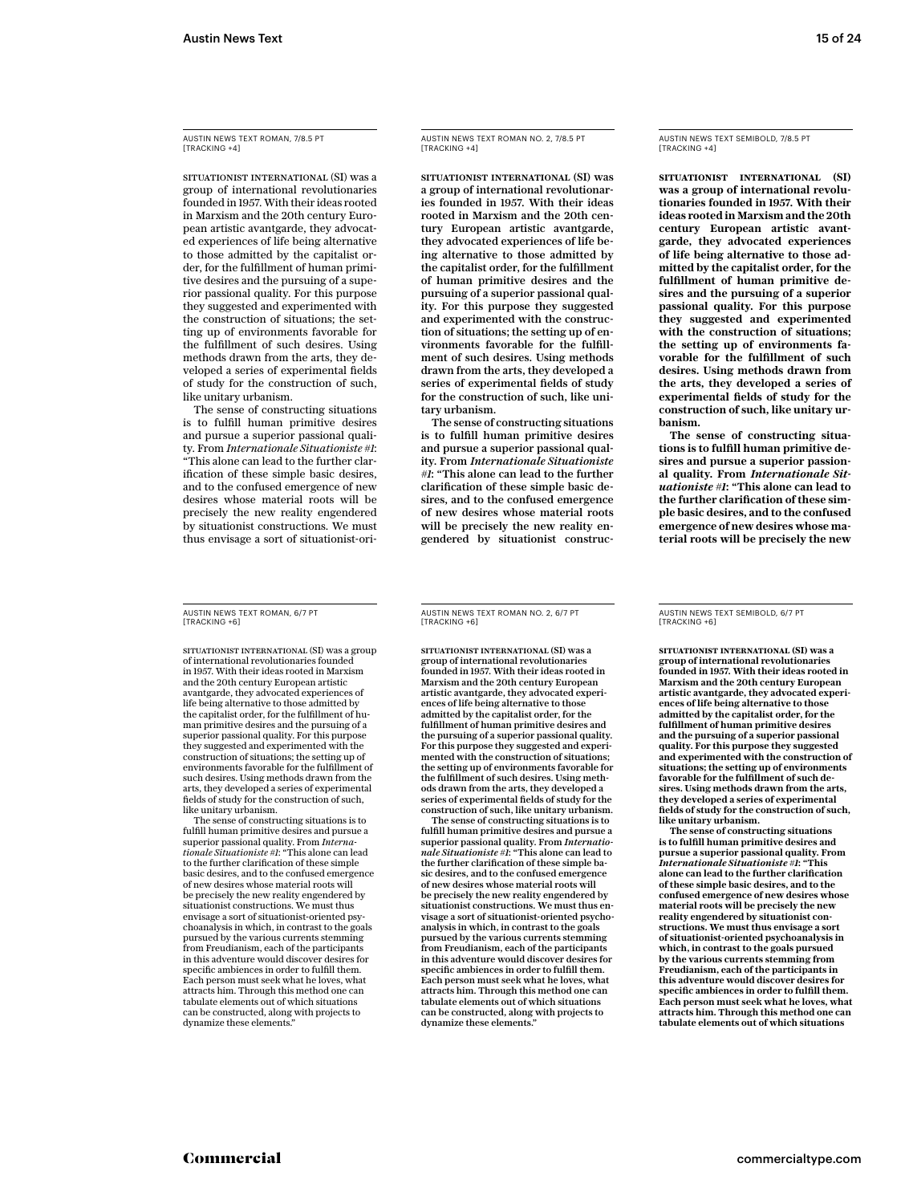AUSTIN NEWS TEXT ROMAN, 7/8.5 PT [TRACKING +4]

SITUATIONIST INTERNATIONAL (SI) was a group of international revolutionaries founded in 1957. With their ideas rooted in Marxism and the 20th century European artistic avantgarde, they advocated experiences of life being alternative to those admitted by the capitalist order, for the fulfillment of human primitive desires and the pursuing of a superior passional quality. For this purpose they suggested and experimented with the construction of situations; the setting up of environments favorable for the fulfillment of such desires. Using methods drawn from the arts, they developed a series of experimental fields of study for the construction of such, like unitary urbanism.

The sense of constructing situations is to fulfill human primitive desires and pursue a superior passional quality. From *Internationale Situationiste #1*: "This alone can lead to the further clarification of these simple basic desires, and to the confused emergence of new desires whose material roots will be precisely the new reality engendered by situationist constructions. We must thus envisage a sort of situationist-ori-

AUSTIN NEWS TEXT ROMAN NO. 2, 7/8.5 PT [TRACKING +4]

**SITUATIONIST INTERNATIONAL (SI) was a group of international revolutionaries founded in 1957. With their ideas rooted in Marxism and the 20th century European artistic avantgarde, they advocated experiences of life being alternative to those admitted by the capitalist order, for the fulfillment of human primitive desires and the pursuing of a superior passional quality. For this purpose they suggested and experimented with the construction of situations; the setting up of environments favorable for the fulfillment of such desires. Using methods drawn from the arts, they developed a series of experimental fields of study for the construction of such, like unitary urbanism.**

**The sense of constructing situations is to fulfill human primitive desires and pursue a superior passional quality. From *Internationale Situationiste #1*: "This alone can lead to the further clarification of these simple basic desires, and to the confused emergence of new desires whose material roots will be precisely the new reality engendered by situationist construc-**

AUSTIN NEWS TEXT SEMIBOLD, 7/8.5 PT [TRACKING +4]

**SITUATIONIST INTERNATIONAL (SI) was a group of international revolutionaries founded in 1957. With their ideas rooted in Marxism and the 20th century European artistic avantgarde, they advocated experiences of life being alternative to those admitted by the capitalist order, for the fulfillment of human primitive desires and the pursuing of a superior passional quality. For this purpose they suggested and experimented with the construction of situations; the setting up of environments favorable for the fulfillment of such desires. Using methods drawn from the arts, they developed a series of experimental fields of study for the construction of such, like unitary urbanism.**

**The sense of constructing situations is to fulfill human primitive desires and pursue a superior passional quality. From *Internationale Situationiste #1*: "This alone can lead to the further clarification of these simple basic desires, and to the confused emergence of new desires whose material roots will be precisely the new**

AUSTIN NEWS TEXT ROMAN, 6/7 PT [TRACKING +6]

SITUATIONIST INTERNATIONAL (SI) was a group of international revolutionaries founded in 1957. With their ideas rooted in Marxism and the 20th century European artistic avantgarde, they advocated experiences of life being alternative to those admitted by the capitalist order, for the fulfillment of human primitive desires and the pursuing of a superior passional quality. For this purpose they suggested and experimented with the construction of situations; the setting up of environments favorable for the fulfillment of such desires. Using methods drawn from the arts, they developed a series of experimental fields of study for the construction of such, like unitary urbanism.

The sense of constructing situations is to fulfill human primitive desires and pursue a superior passional quality. From *Internationale Situationiste #1*: "This alone can lead to the further clarification of these simple basic desires, and to the confused emergence of new desires whose material roots will be precisely the new reality engendered by situationist constructions. We must thus envisage a sort of situationist-oriented psychoanalysis in which, in contrast to the goals pursued by the various currents stemming from Freudianism, each of the participants in this adventure would discover desires for specific ambiences in order to fulfill them. Each person must seek what he loves, what attracts him. Through this method one can tabulate elements out of which situations can be constructed, along with projects to dynamize these elements."

AUSTIN NEWS TEXT ROMAN NO. 2, 6/7 PT [TRACKING +6]

**SITUATIONIST INTERNATIONAL (SI) was a group of international revolutionaries founded in 1957. With their ideas rooted in Marxism and the 20th century European artistic avantgarde, they advocated experiences of life being alternative to those admitted by the capitalist order, for the fulfillment of human primitive desires and the pursuing of a superior passional quality. For this purpose they suggested and experimented with the construction of situations; the setting up of environments favorable for the fulfillment of such desires. Using methods drawn from the arts, they developed a series of experimental fields of study for the construction of such, like unitary urbanism.**

**The sense of constructing situations is to fulfill human primitive desires and pursue a superior passional quality. From *Internationale Situationiste #1*: "This alone can lead to the further clarification of these simple basic desires, and to the confused emergence of new desires whose material roots will be precisely the new reality engendered by situationist constructions. We must thus envisage a sort of situationist-oriented psychoanalysis in which, in contrast to the goals pursued by the various currents stemming from Freudianism, each of the participants in this adventure would discover desires for specific ambiences in order to fulfill them. Each person must seek what he loves, what attracts him. Through this method one can tabulate elements out of which situations can be constructed, along with projects to dynamize these elements."**

AUSTIN NEWS TEXT SEMIBOLD, 6/7 PT [TRACKING +6]

**SITUATIONIST INTERNATIONAL (SI) was a group of international revolutionaries founded in 1957. With their ideas rooted in Marxism and the 20th century European artistic avantgarde, they advocated experiences of life being alternative to those admitted by the capitalist order, for the fulfillment of human primitive desires and the pursuing of a superior passional quality. For this purpose they suggested and experimented with the construction of situations; the setting up of environments favorable for the fulfillment of such desires. Using methods drawn from the arts, they developed a series of experimental fields of study for the construction of such, like unitary urbanism.**

**The sense of constructing situations is to fulfill human primitive desires and pursue a superior passional quality. From *Internationale Situationiste #1*: "This alone can lead to the further clarification of these simple basic desires, and to the confused emergence of new desires whose material roots will be precisely the new reality engendered by situationist constructions. We must thus envisage a sort of situationist-oriented psychoanalysis in which, in contrast to the goals pursued by the various currents stemming from Freudianism, each of the participants in this adventure would discover desires for specific ambiences in order to fulfill them. Each person must seek what he loves, what attracts him. Through this method one can tabulate elements out of which situations**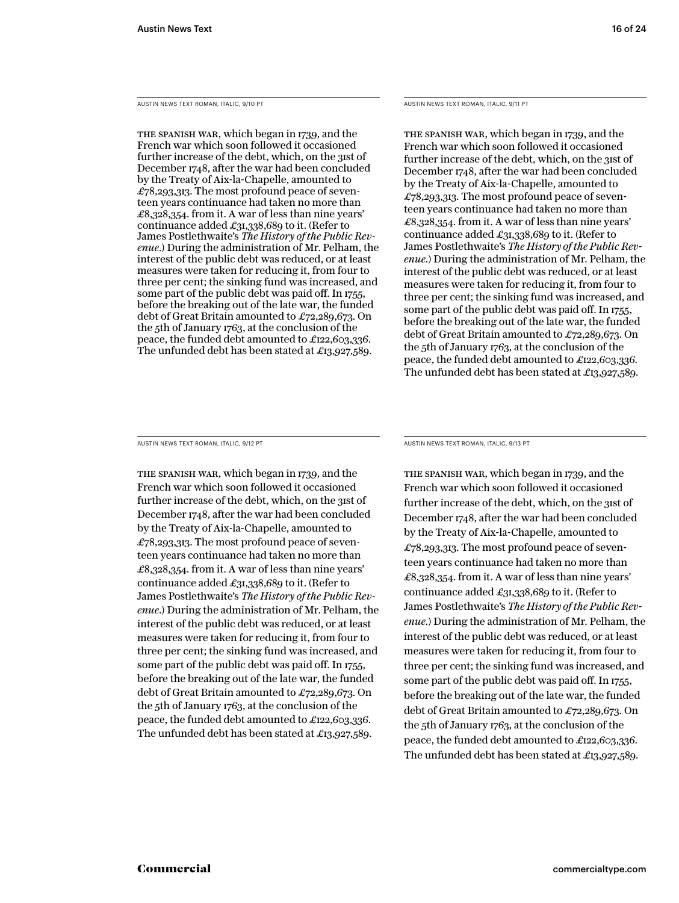AUSTIN NEWS TEXT ROMAN, ITALIC, 9/10 PT

THE SPANISH WAR, which began in 1739, and the French war which soon followed it occasioned further increase of the debt, which, on the 31st of December 1748, after the war had been concluded by the Treaty of Aix-la-Chapelle, amounted to £78,293,313. The most profound peace of seventeen years continuance had taken no more than £8,328,354. from it. A war of less than nine years' continuance added £31,338,689 to it. (Refer to James Postlethwaite's *The History of the Public Revenue*.) During the administration of Mr. Pelham, the interest of the public debt was reduced, or at least measures were taken for reducing it, from four to three per cent; the sinking fund was increased, and some part of the public debt was paid off. In 1755, before the breaking out of the late war, the funded debt of Great Britain amounted to £72,289,673. On the 5th of January 1763, at the conclusion of the peace, the funded debt amounted to £122,603,336. The unfunded debt has been stated at £13,927,589.

AUSTIN NEWS TEXT ROMAN, ITALIC, 9/11 PT

THE SPANISH WAR, which began in 1739, and the French war which soon followed it occasioned further increase of the debt, which, on the 31st of December 1748, after the war had been concluded by the Treaty of Aix-la-Chapelle, amounted to £78,293,313. The most profound peace of seventeen years continuance had taken no more than £8,328,354. from it. A war of less than nine years' continuance added £31,338,689 to it. (Refer to James Postlethwaite's *The History of the Public Revenue*.) During the administration of Mr. Pelham, the interest of the public debt was reduced, or at least measures were taken for reducing it, from four to three per cent; the sinking fund was increased, and some part of the public debt was paid off. In 1755, before the breaking out of the late war, the funded debt of Great Britain amounted to £72,289,673. On the 5th of January 1763, at the conclusion of the peace, the funded debt amounted to £122,603,336. The unfunded debt has been stated at £13,927,589.

AUSTIN NEWS TEXT ROMAN, ITALIC, 9/12 PT

THE SPANISH WAR, which began in 1739, and the French war which soon followed it occasioned further increase of the debt, which, on the 31st of December 1748, after the war had been concluded by the Treaty of Aix-la-Chapelle, amounted to £78,293,313. The most profound peace of seventeen years continuance had taken no more than £8,328,354. from it. A war of less than nine years' continuance added £31,338,689 to it. (Refer to James Postlethwaite's *The History of the Public Revenue*.) During the administration of Mr. Pelham, the interest of the public debt was reduced, or at least measures were taken for reducing it, from four to three per cent; the sinking fund was increased, and some part of the public debt was paid off. In 1755, before the breaking out of the late war, the funded debt of Great Britain amounted to £72,289,673. On the 5th of January 1763, at the conclusion of the peace, the funded debt amounted to £122,603,336. The unfunded debt has been stated at £13,927,589.

AUSTIN NEWS TEXT ROMAN, ITALIC, 9/13 PT

THE SPANISH WAR, which began in 1739, and the French war which soon followed it occasioned further increase of the debt, which, on the 31st of December 1748, after the war had been concluded by the Treaty of Aix-la-Chapelle, amounted to £78,293,313. The most profound peace of seventeen years continuance had taken no more than £8,328,354. from it. A war of less than nine years' continuance added £31,338,689 to it. (Refer to James Postlethwaite's *The History of the Public Revenue*.) During the administration of Mr. Pelham, the interest of the public debt was reduced, or at least measures were taken for reducing it, from four to three per cent; the sinking fund was increased, and some part of the public debt was paid off. In 1755, before the breaking out of the late war, the funded debt of Great Britain amounted to £72,289,673. On the 5th of January 1763, at the conclusion of the peace, the funded debt amounted to £122,603,336. The unfunded debt has been stated at £13,927,589.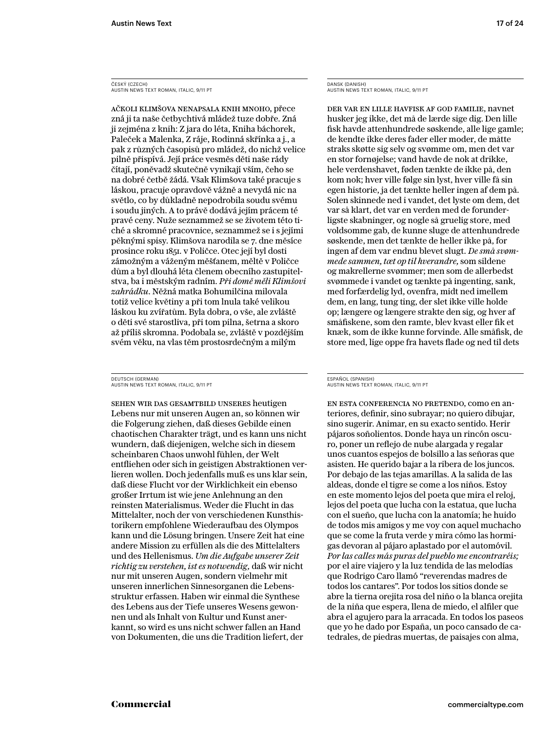ČESKÝ (CZECH)
AUSTIN NEWS TEXT ROMAN, ITALIC, 9/11 PT

AČKOLI KLIMŠOVA NENAPSALA KNIH MNOHO, přece zná ji ta naše četbychtivá mládež tuze dobře. Zná ji zejména z knih: Z jara do léta, Kniha báchorek, Paleček a Malenka, Z ráje, Rodinná skřínka a j., a pak z různých časopisů pro mládež, do nichž velice pilně přispívá. Její práce vesměs děti naše rády čítají, poněvadž skutečně vynikají vším, čeho se na dobré četbě žádá. Však Klimšova také pracuje s láskou, pracuje opravdově vážně a nevydá nic na světlo, co by důkladně nepodrobila soudu svému i soudu jiných. A to právě dodává jejím prácem té pravé ceny. Nuže seznammež se se životem této tiché a skromné pracovnice, seznammež se i s jejími pěknými spisy. Klimšova narodila se 7. dne měsíce prosince roku 1851. v Poličce. Otec její byl dosti zámožným a váženým měšťanem, měltě v Poličce dům a byl dlouhá léta členem obecního zastupitelstva, ba i městským radním. *Při domě měli Klimšovi zahrádku*. Něžná matka Bohumilčina milovala totiž velice květiny a při tom lnula také velikou láskou ku zvířatům. Byla dobra, o vše, ale zvláště o děti své starostliva, při tom pilna, šetrna a skoro až příliš skromna. Podobala se, zvláště v pozdějším svém věku, na vlas těm prostosrdečným a milým

DANSK (DANISH)
AUSTIN NEWS TEXT ROMAN, ITALIC, 9/11 PT

DER VAR EN LILLE HAVFISK AF GOD FAMILIE, navnet husker jeg ikke, det må de lærde sige dig. Den lille fisk havde attenhundrede søskende, alle lige gamle; de kendte ikke deres fader eller moder, de måtte straks skøtte sig selv og svømme om, men det var en stor fornøjelse; vand havde de nok at drikke, hele verdenshavet, føden tænkte de ikke på, den kom nok; hver ville følge sin lyst, hver ville få sin egen historie, ja det tænkte heller ingen af dem på. Solen skinnede ned i vandet, det lyste om dem, det var så klart, det var en verden med de forunderligste skabninger, og nogle så gruelig store, med voldsomme gab, de kunne sluge de attenhundrede søskende, men det tænkte de heller ikke på, for ingen af dem var endnu blevet slugt. *De små svømmede sammen, tæt op til hverandre,* som sildene og makrellerne svømmer; men som de allerbedst svømmede i vandet og tænkte på ingenting, sank, med forfærdelig lyd, ovenfra, midt ned imellem dem, en lang, tung ting, der slet ikke ville holde op; længere og længere strakte den sig, og hver af småfiskene, som den ramte, blev kvast eller fik et knæk, som de ikke kunne forvinde. Alle småfisk, de store med, lige oppe fra havets flade og ned til dets

DEUTSCH (GERMAN)
AUSTIN NEWS TEXT ROMAN, ITALIC, 9/11 PT

SEHEN WIR DAS GESAMTBILD UNSERES heutigen Lebens nur mit unseren Augen an, so können wir die Folgerung ziehen, daß dieses Gebilde einen chaotischen Charakter trägt, und es kann uns nicht wundern, daß diejenigen, welche sich in diesem scheinbaren Chaos unwohl fühlen, der Welt entfliehen oder sich in geistigen Abstraktionen verlieren wollen. Doch jedenfalls muß es uns klar sein, daß diese Flucht vor der Wirklichkeit ein ebenso großer Irrtum ist wie jene Anlehnung an den reinsten Materialismus. Weder die Flucht in das Mittelalter, noch der von verschiedenen Kunsthistorikern empfohlene Wiederaufbau des Olympos kann und die Lösung bringen. Unsere Zeit hat eine andere Mission zu erfüllen als die des Mittelalters und des Hellenismus. *Um die Aufgabe unserer Zeit richtig zu verstehen, ist es notwendig,* daß wir nicht nur mit unseren Augen, sondern vielmehr mit unseren innerlichen Sinnesorganen die Lebensstruktur erfassen. Haben wir einmal die Synthese des Lebens aus der Tiefe unseres Wesens gewonnen und als Inhalt von Kultur und Kunst anerkannt, so wird es uns nicht schwer fallen an Hand von Dokumenten, die uns die Tradition liefert, der

ESPAÑOL (SPANISH)
AUSTIN NEWS TEXT ROMAN, ITALIC, 9/11 PT

EN ESTA CONFERENCIA NO PRETENDO, como en anteriores, definir, sino subrayar; no quiero dibujar, sino sugerir. Animar, en su exacto sentido. Herir pájaros soñolientos. Donde haya un rincón oscuro, poner un reflejo de nube alargada y regalar unos cuantos espejos de bolsillo a las señoras que asisten. He querido bajar a la ribera de los juncos. Por debajo de las tejas amarillas. A la salida de las aldeas, donde el tigre se come a los niños. Estoy en este momento lejos del poeta que mira el reloj, lejos del poeta que lucha con la estatua, que lucha con el sueño, que lucha con la anatomía; he huido de todos mis amigos y me voy con aquel muchacho que se come la fruta verde y mira cómo las hormigas devoran al pájaro aplastado por el automóvil. *Por las calles más puras del pueblo me encontraréis;* por el aire viajero y la luz tendida de las melodías que Rodrigo Caro llamó "reverendas madres de todos los cantares". Por todos los sitios donde se abre la tierna orejita rosa del niño o la blanca orejita de la niña que espera, llena de miedo, el alfiler que abra el agujero para la arracada. En todos los paseos que yo he dado por España, un poco cansado de catedrales, de piedras muertas, de paisajes con alma,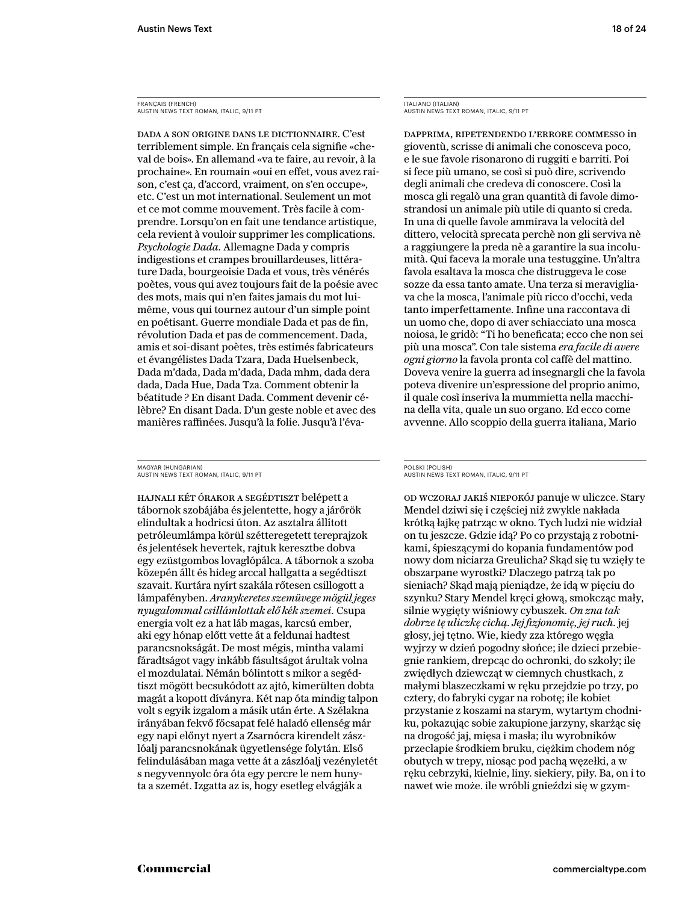FRANÇAIS (FRENCH)
AUSTIN NEWS TEXT ROMAN, ITALIC, 9/11 PT

DADA A SON ORIGINE DANS LE DICTIONNAIRE. C'est terriblement simple. En français cela signifie «cheval de bois». En allemand «va te faire, au revoir, à la prochaine». En roumain «oui en effet, vous avez raison, c'est ça, d'accord, vraiment, on s'en occupe», etc. C'est un mot international. Seulement un mot et ce mot comme mouvement. Très facile à comprendre. Lorsqu'on en fait une tendance artistique, cela revient à vouloir supprimer les complications. *Psychologie Dada.* Allemagne Dada y compris indigestions et crampes brouillardeuses, littérature Dada, bourgeoisie Dada et vous, très vénérés poètes, vous qui avez toujours fait de la poésie avec des mots, mais qui n'en faites jamais du mot lui-même, vous qui tournez autour d'un simple point en poétisant. Guerre mondiale Dada et pas de fin, révolution Dada et pas de commencement. Dada, amis et soi-disant poètes, très estimés fabricateurs et évangélistes Dada Tzara, Dada Huelsenbeck, Dada m'dada, Dada m'dada, Dada mhm, dada dera dada, Dada Hue, Dada Tza. Comment obtenir la béatitude ? En disant Dada. Comment devenir célèbre? En disant Dada. D'un geste noble et avec des manières raffinées. Jusqu'à la folie. Jusqu'à l'éva-

ITALIANO (ITALIAN)
AUSTIN NEWS TEXT ROMAN, ITALIC, 9/11 PT

DAPPRIMA, RIPETENDENDO L'ERRORE COMMESSO in gioventù, scrisse di animali che conosceva poco, e le sue favole risonarono di ruggiti e barriti. Poi si fece più umano, se così si può dire, scrivendo degli animali che credeva di conoscere. Così la mosca gli regalò una gran quantità di favole dimostrandosi un animale più utile di quanto si creda. In una di quelle favole ammirava la velocità del dittero, velocità sprecata perchè non gli serviva nè a raggiungere la preda nè a garantire la sua incolumità. Qui faceva la morale una testuggine. Un'altra favola esaltava la mosca che distruggeva le cose sozze da essa tanto amate. Una terza si meravigliava che la mosca, l'animale più ricco d'occhi, veda tanto imperfettamente. Infine una raccontava di un uomo che, dopo di aver schiacciato una mosca noiosa, le gridò: "Ti ho beneficata; ecco che non sei più una mosca". Con tale sistema *era facile di avere ogni giorno* la favola pronta col caffè del mattino. Doveva venire la guerra ad insegnargli che la favola poteva divenire un'espressione del proprio animo, il quale così inseriva la mummietta nella macchina della vita, quale un suo organo. Ed ecco come avvenne. Allo scoppio della guerra italiana, Mario

MAGYAR (HUNGARIAN)
AUSTIN NEWS TEXT ROMAN, ITALIC, 9/11 PT

HAJNALI KÉT ÓRAKOR A SEGÉDTISZT belépett a tábornok szobájába és jelentette, hogy a járőrök elindultak a hodricsi úton. Az asztalra állított petróleumlámpa körül szétteregetett tereprajzok és jelentések hevertek, rajtuk keresztbe dobva egy ezüstgombos lovaglópálca. A tábornok a szoba közepén állt és hideg arccal hallgatta a segédtiszt szavait. Kurtára nyírt szakála rőtesen csillogott a lámpafényben. *Aranykeretes szemüvege mögül jeges nyugalommal csillámlottak elő kék szemei.* Csupa energia volt ez a hat láb magas, karcsú ember, aki egy hónap előtt vette át a feldunai hadtest parancsnokságát. De most mégis, mintha valami fáradtságot vagy inkább fásultságot árultak volna el mozdulatai. Némán bólintott s mikor a segédtiszt mögött becsukódott az ajtó, kimerülten dobta magát a kopott díványra. Két nap óta mindig talpon volt s egyik izgalom a másik után érte. A Szélakna irányában fekvő főcsapat felé haladó ellenség már egy napi előnyt nyert a Zsarnócra kirendelt zászlóalj parancsnokának ügyetlensége folytán. Első felindulásában maga vette át a zászlóalj vezényletét s negyvennyolc óra óta egy percre le nem hunyta a szemét. Izgatta az is, hogy esetleg elvágják a

POLSKI (POLISH)
AUSTIN NEWS TEXT ROMAN, ITALIC, 9/11 PT

OD WCZORAJ JAKIŚ NIEPOKÓJ panuje w uliczce. Stary Mendel dziwi się i częściej niż zwykle nakłada krótką łajkę patrząc w okno. Tych ludzi nie widział on tu jeszcze. Gdzie idą? Po co przystają z robotnikami, śpieszącymi do kopania fundamentów pod nowy dom niciarza Greulicha? Skąd się tu wzięły te obszarpane wyrostki? Dlaczego patrzą tak po sieniach? Skąd mają pieniądze, że idą w pięciu do szynku? Stary Mendel kręci głową, smokcząc mały, silnie wygięty wiśniowy cybuszek. *On zna tak dobrze tę uliczkę cichą. Jej fizjonomię, jej ruch.* jej głosy, jej tętno. Wie, kiedy zza którego węgła wyjrzy w dzień pogodny słońce; ile dzieci przebiegnie rankiem, drepcąc do ochronki, do szkoły; ile zwiędłych dziewcząt w ciemnych chustkach, z małymi blaszeczkami w ręku przejdzie po trzy, po cztery, do fabryki cygar na robotę; ile kobiet przystanie z koszami na starym, wytartym chodniku, pokazując sobie zakupione jarzyny, skarżąc się na drogość jaj, mięsa i masła; ilu wyrobników przecłapie środkiem bruku, ciężkim chodem nóg obutych w trepy, niosąc pod pachą węzełki, a w ręku cebrzyki, kielnie, liny. siekiery, piły. Ba, on i to nawet wie może. ile wróbli gnieździ się w gzym-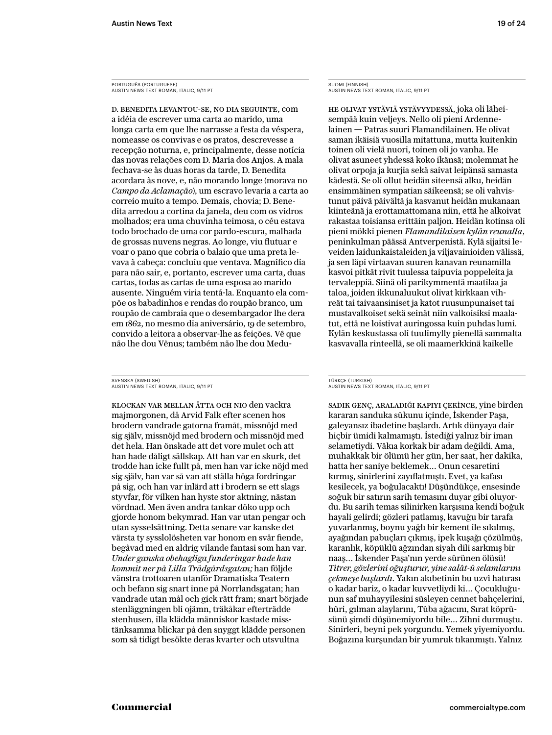PORTUGUÊS (PORTUGUESE)
AUSTIN NEWS TEXT ROMAN, ITALIC, 9/11 PT

D. BENEDITA LEVANTOU-SE, NO DIA SEGUINTE, com a idéia de escrever uma carta ao marido, uma longa carta em que lhe narrasse a festa da véspera, nomeasse os convivas e os pratos, descrevesse a recepção noturna, e, principalmente, desse notícia das novas relações com D. Maria dos Anjos. A mala fechava-se às duas horas da tarde, D. Benedita acordara às nove, e, não morando longe (morava no *Campo da Aclamação*), um escravo levaria a carta ao correio muito a tempo. Demais, chovia; D. Benedita arredou a cortina da janela, deu com os vidros molhados; era uma chuvinha teimosa, o céu estava todo brochado de uma cor pardo-escura, malhada de grossas nuvens negras. Ao longe, viu flutuar e voar o pano que cobria o balaio que uma preta levava à cabeça: concluiu que ventava. Magnífico dia para não sair, e, portanto, escrever uma carta, duas cartas, todas as cartas de uma esposa ao marido ausente. Ninguém viria tentá-la. Enquanto ela compõe os babadinhos e rendas do roupão branco, um roupão de cambraia que o desembargador lhe dera em 1862, no mesmo dia aniversário, 19 de setembro, convido a leitora a observar-lhe as feições. Vê que não lhe dou Vênus; também não lhe dou Medu-

SUOMI (FINNISH)
AUSTIN NEWS TEXT ROMAN, ITALIC, 9/11 PT

HE OLIVAT YSTÄVIÄ YSTÄVYYDESSÄ, joka oli läheisempää kuin veljeys. Nello oli pieni Ardennelainen — Patras suuri Flamandilainen. He olivat saman ikäisiä vuosilla mitattuna, mutta kuitenkin toinen oli vielä nuori, toinen oli jo vanha. He olivat asuneet yhdessä koko ikänsä; molemmat he olivat orpoja ja kurjia sekä saivat leipänsä samasta kädestä. Se oli ollut heidän siteensä alku, heidän ensimmäinen sympatian säikeensä; se oli vahvistunut päivä päivältä ja kasvanut heidän mukanaan kiinteänä ja erottamattomana niin, että he alkoivat rakastaa toisiansa erittäin paljon. Heidän kotinsa oli pieni mökki pienen *Flamandilaisen kylän reunalla*, peninkulman päässä Antverpenistä. Kylä sijaitsi leveiden laidunkaistaleiden ja viljavainioiden välissä, ja sen läpi virtaavan suuren kanavan reunamilla kasvoi pitkät rivit tuulessa taipuvia poppeleita ja tervaleppiä. Siinä oli parikymmentä maatilaa ja taloa, joiden ikkunaluukut olivat kirkkaan vihreät tai taivaansiniset ja katot ruusunpunaiset tai mustavalkoiset sekä seinät niin valkoisiksi maalatut, että ne loistivat auringossa kuin puhdas lumi. Kylän keskustassa oli tuulimylly pienellä sammalta kasvavalla rinteellä, se oli maamerkkinä kaikelle

SVENSKA (SWEDISH)
AUSTIN NEWS TEXT ROMAN, ITALIC, 9/11 PT

KLOCKAN VAR MELLAN ÅTTA OCH NIO den vackra majmorgonen, då Arvid Falk efter scenen hos brodern vandrade gatorna framåt, missnöjd med sig själv, missnöjd med brodern och missnöjd med det hela. Han önskade att det vore mulet och att han hade dåligt sällskap. Att han var en skurk, det trodde han icke fullt på, men han var icke nöjd med sig själv, han var så van att ställa höga fordringar på sig, och han var inlärd att i brodern se ett slags styvfar, för vilken han hyste stor aktning, nästan vördnad. Men även andra tankar döko upp och gjorde honom bekymrad. Han var utan pengar och utan sysselsättning. Detta senare var kanske det värsta ty sysslolösheten var honom en svår fiende, begåvad med en aldrig vilande fantasi som han var. *Under ganska obehagliga funderingar hade han kommit ner på Lilla Trädgårdsgatan;* han följde vänstra trottoaren utanför Dramatiska Teatern och befann sig snart inne på Norrlandsgatan; han vandrade utan mål och gick rätt fram; snart började stenläggningen bli ojämn, träkåkar efterträdde stenhusen, illa klädda människor kastade misstänksamma blickar på den snyggt klädde personen som så tidigt besökte deras kvarter och utsvultna

TÜRKÇE (TURKISH)
AUSTIN NEWS TEXT ROMAN, ITALIC, 9/11 PT

SADIK GENÇ, ARALADIĞI KAPIYI ÇEKİNCE, yine birden kararan sanduka sükunu içinde, İskender Paşa, galeyansız ibadetine başlardı. Artık dünyaya dair hiçbir ümidi kalmamıştı. İstediği yalnız bir iman selametiydi. Vâkıa korkak bir adam değildi. Ama, muhakkak bir ölümü her gün, her saat, her dakika, hatta her saniye beklemek… Onun cesaretini kırmış, sinirlerini zayıflatmıştı. Evet, ya kafası kesilecek, ya boğulacaktı! Düşündükçe, ensesinde soğuk bir satırın sarih temasını duyar gibi oluyordu. Bu sarih temas silinirken karşısına kendi boğuk hayali gelirdi; gözleri patlamış, kavuğu bir tarafa yuvarlanmış, boynu yağlı bir kement ile sıkılmış, ayağından pabuçları çıkmış, ipek kuşağı çözülmüş, karanlık, köpüklü ağzından siyah dili sarkmış bir naaş… İskender Paşa'nın yerde sürünen ölüsü! *Titrer, gözlerini oğuşturur, yine salât-ü selamlarını çekmeye başlardı.* Yakın akıbetinin bu uzvî hatırası o kadar bariz, o kadar kuvvetliydi ki… Çocukluğunun saf muhayyilesini süsleyen cennet bahçelerini, hûri, gılman alaylarını, Tûba ağacını, Sırat köprüsünü şimdi düşünemiyordu bile… Zihni durmuştu. Sinirleri, beyni pek yorgundu. Yemek yiyemiyordu. Boğazına kurşundan bir yumruk tıkanmıştı. Yalnız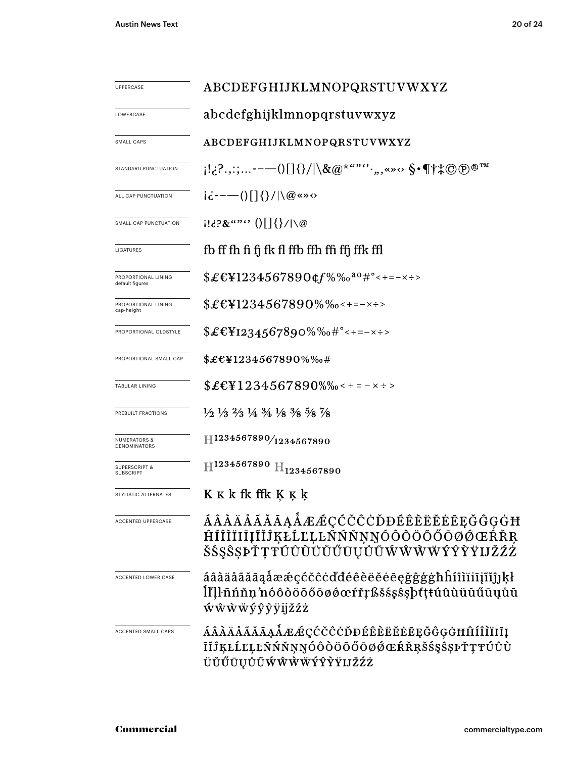| | |
|---|---|
| UPPERCASE | ABCDEFGHIJKLMNOPQRSTUVWXYZ |
| LOWERCASE | abcdefghijklmnopqrstuvwxyz |
| SMALL CAPS | ABCDEFGHIJKLMNOPQRSTUVWXYZ |
| STANDARD PUNCTUATION | ¡!¿?.,:;...-–—()[]{}/\|\&@*""''·,„«»‹› §•¶†‡©℗®™ |
| ALL CAP PUNCTUATION | ¡¿-–—()[]{}/\|\@«»‹› |
| SMALL CAP PUNCTUATION | ¡!¿?&""'' ()[]{}/\|\@ |
| LIGATURES | fb ff fh fi fj fk fl ffb ffh ffi ffj ffk ffl |
| PROPORTIONAL LINING default figures | $£€¥1234567890¢ƒ%‰ªº#°<+=−×÷> |
| PROPORTIONAL LINING cap-height | $£€¥1234567890%‰<+=−×÷> |
| PROPORTIONAL OLDSTYLE | $£€¥1234567890%‰#°<+=−×÷> |
| PROPORTIONAL SMALL CAP | $£€¥1234567890%‰# |
| TABULAR LINING | $£€¥1234567890%‰< + = − × ÷ > |
| PREBUILT FRACTIONS | ½ ⅓ ⅔ ¼ ¾ ⅛ ⅜ ⅝ ⅞ |
| NUMERATORS & DENOMINATORS | H1234567890⁄1234567890 |
| SUPERSCRIPT & SUBSCRIPT | H1234567890 H1234567890 |
| STYLISTIC ALTERNATES | K K k fk ffk Ķ ķ ķ |
| ACCENTED UPPERCASE | ÁÂÀÄÅÃĂĀĄǺÆǼÇĆČĈĊĎĐÉÊÈËĚĖĒĘĞĜĢĠĦĤÍÎÌÏIĪĮĨĬĴĶŁĹĽĻĿÑŃŇŅŊÓÔÒÖÕŐŌØǾŒŔŘŖŠŚŞŜȘÞŤŢŦÚÛÙÜŬŰŪŲŮŨẂŴẀẄÝŶỲŸĲŽŹŻ |
| ACCENTED LOWER CASE | áâàäåãăāąǻæǽçćčĉċďđéêèëěėēęğĝģġħĥíîìïıīįĩĭĵķłĺľļŀñńňņŉóôòöõőōøǿœŕřŗßšśşŝșþťţŧúûùüŭűūųůũẃŵẁẅýŷỳÿĳžźż |
| ACCENTED SMALL CAPS | ÁÂÀÄÅÃĂĀĄǺÆǼÇĆČĈĊĎĐÉÊÈËĚĖĒĘĞĜĢĠĦĤÍÎÌÏIĪĮĨĬĴĶŁĹĽĻĿÑŃŇŅŊÓÔÒÖÕŐŌØǾŒŔŘŖŠŚŞŜȘÞŤŢŦÚÛÙÜŬŰŪŲŮŨẂŴẀẄÝŶỲŸĲŽŹŻ |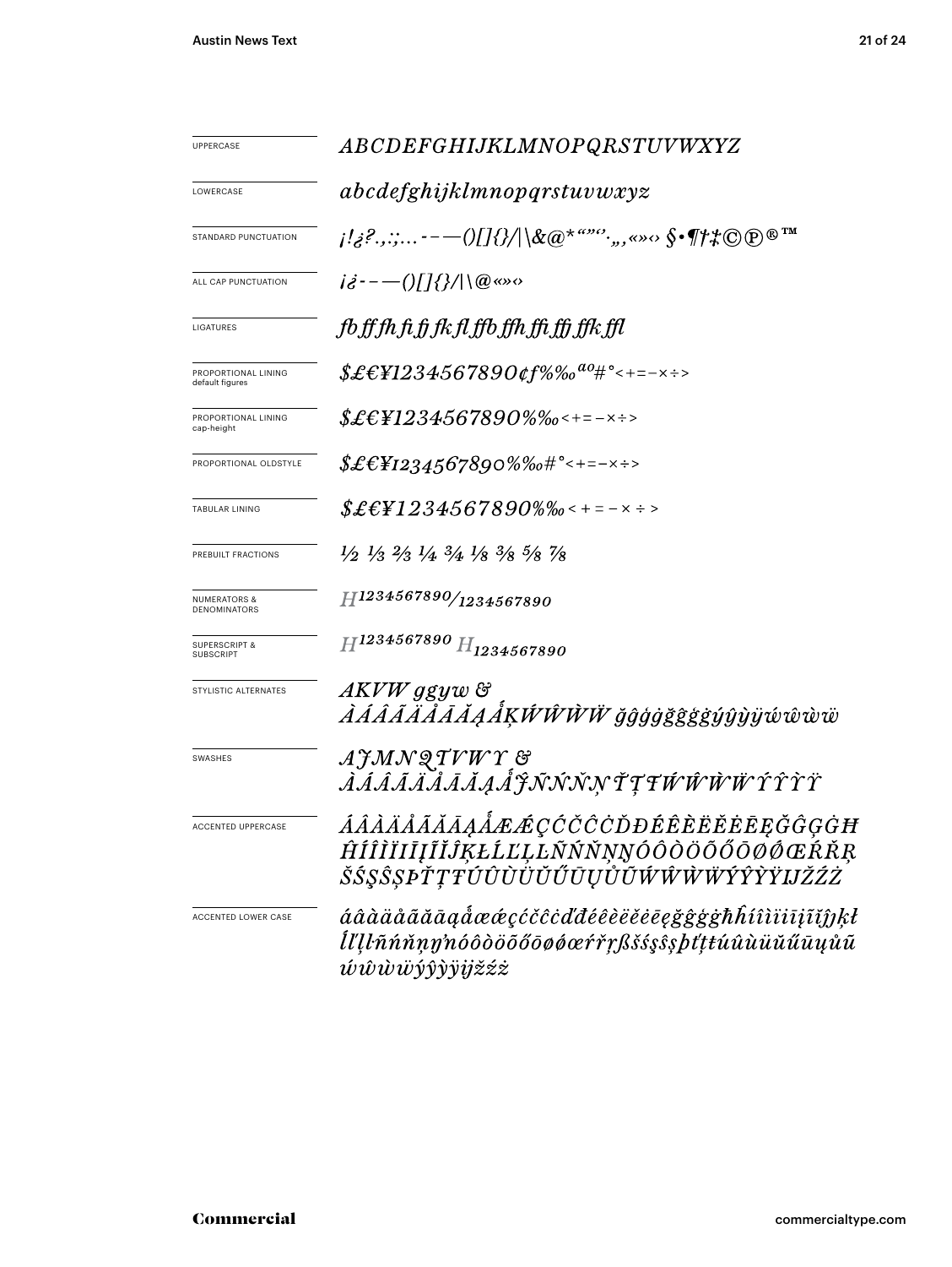| | |
|---|---|
| UPPERCASE | *ABCDEFGHIJKLMNOPQRSTUVWXYZ* |
| LOWERCASE | *abcdefghijklmnopqrstuvwxyz* |
| STANDARD PUNCTUATION | *¡!¿?.,:;…-–—()[]{}/\|\&@*“”‘’·„‚«»‹› §•¶†‡©℗®™* |
| ALL CAP PUNCTUATION | *¡¿-–—()[]{}/\|\@«»‹›* |
| LIGATURES | *fb ff fh fi fj fk fl ffb ffh ffi ffj ffk ffl* |
| PROPORTIONAL LINING default figures | *$£€¥1234567890¢ƒ%‰ªº#°<+=−×÷>* |
| PROPORTIONAL LINING cap-height | *$£€¥1234567890%‰<+=−×÷>* |
| PROPORTIONAL OLDSTYLE | *$£€¥1234567890%‰#°<+=−×÷>* |
| TABULAR LINING | *$£€¥1234567890%‰<+=−×÷>* |
| PREBUILT FRACTIONS | *½ ⅓ ⅔ ¼ ¾ ⅛ ⅜ ⅝ ⅞* |
| NUMERATORS & DENOMINATORS | *H1234567890/1234567890* |
| SUPERSCRIPT & SUBSCRIPT | *H1234567890 H1234567890* |
| STYLISTIC ALTERNATES | *AKVW ggyw & ÀÁÂÃÄÅĀĂĄǺĶẂŴẀẄ ğĝģġğĝģġýŷỳÿẃŵẁẅ* |
| SWASHES | *AJMNQTVWY & ÀÁÂÃÄÅĀĂĄǺĴÑŃŇŅŤŢŦẂŴẀẄÝŶỲŸ* |
| ACCENTED UPPERCASE | *ÁÂÀÄÅÃĂĀĄǺÆǼÇĆČĈĊĎĐÉÊÈËĚĖĒĘĞĜĢĠĦĤÍÎÌÏĪĮĨĬĴĶŁĹĽĻĿÑŃŇŅŊÓÔÒÖÕŐŌØǾŒŔŘŖŠŚŞŜȘÞŤŢŦÚÛÙÜŬŰŪŲŮŨẂŴẀẄÝŶỲŸĲŽŹŻ* |
| ACCENTED LOWER CASE | *áâàäåãăāąǻæǽçćčĉċďđéêèëěėēęğĝģġħĥíîìïīįĩĭĵķłĺľļŀñńňņŋŉóôòöõőōøǿœŕřŗßšśşŝșþťţŧúûùüŭűūųůũẃŵẁẅýŷỳÿĳžźż* |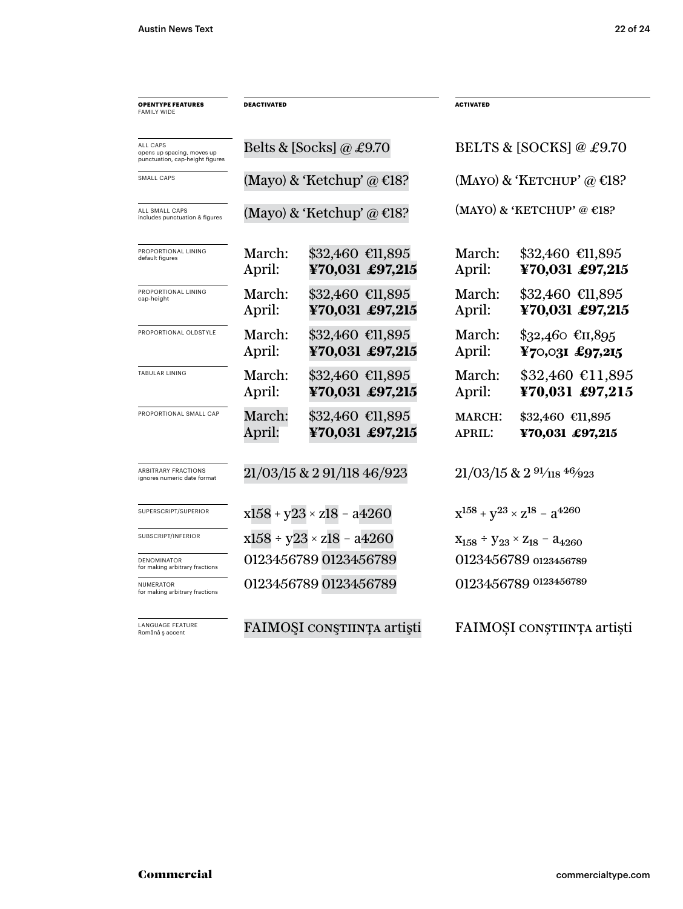| **OPENTYPE FEATURES** FAMILY WIDE | **DEACTIVATED** | **ACTIVATED** |
|---|---|---|
| ALL CAPS opens up spacing, moves up punctuation, cap-height figures | Belts & [Socks] @ £9.70 | BELTS & [SOCKS] @ £9.70 |
| SMALL CAPS | (Mayo) & 'Ketchup' @ €18? | (Mayo) & 'Ketchup' @ €18? |
| ALL SMALL CAPS includes punctuation & figures | (Mayo) & 'Ketchup' @ €18? | (MAYO) & 'KETCHUP' @ €18? |
| PROPORTIONAL LINING default figures | March: $32,460 €11,895 April: **¥70,031 £97,215** | March: $32,460 €11,895 April: **¥70,031 £97,215** |
| PROPORTIONAL LINING cap-height | March: $32,460 €11,895 April: **¥70,031 £97,215** | March: $32,460 €11,895 April: **¥70,031 £97,215** |
| PROPORTIONAL OLDSTYLE | March: $32,460 €11,895 April: **¥70,031 £97,215** | March: $32,460 €11,895 April: **¥70,031 £97,215** |
| TABULAR LINING | March: $32,460 €11,895 April: **¥70,031 £97,215** | March: $32,460 €11,895 April: **¥70,031 £97,215** |
| PROPORTIONAL SMALL CAP | March: $32,460 €11,895 April: **¥70,031 £97,215** | MARCH: $32,460 €11,895 APRIL: **¥70,031 £97,215** |
| ARBITRARY FRACTIONS ignores numeric date format | 21/03/15 & 2 91/118 46/923 | 21/03/15 & 2 91⁄118 46⁄923 |
| SUPERSCRIPT/SUPERIOR | x158 + y23 × z18 – a4260 | $x^{158} + y^{23} \times z^{18} - a^{4260}$ |
| SUBSCRIPT/INFERIOR | x158 ÷ y23 × z18 – a4260 | $x_{158} \div y_{23} \times z_{18} - a_{4260}$ |
| DENOMINATOR for making arbitrary fractions | 0123456789 0123456789 | 0123456789 $_{0123456789}$ |
| NUMERATOR for making arbitrary fractions | 0123456789 0123456789 | 0123456789 $^{0123456789}$ |
| LANGUAGE FEATURE Română ş accent | FAIMOŞI CONŞTIINŢA artişti | FAIMOȘI CONȘTIINȚA artiști |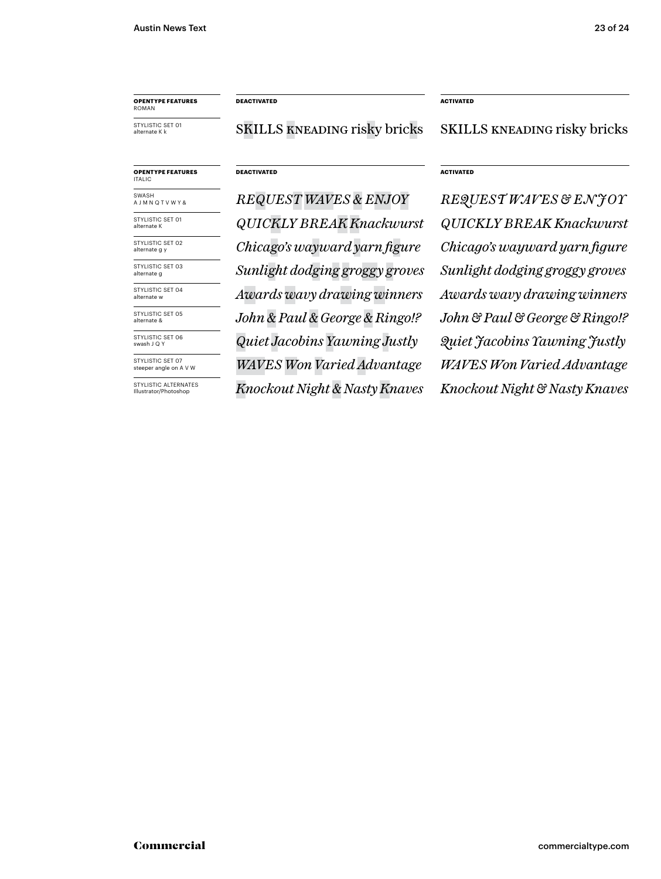| OPENTYPE FEATURES ROMAN | DEACTIVATED | ACTIVATED |
| --- | --- | --- |
| STYLISTIC SET 01 alternate K k | SKILLS kneading risky bricks | SKILLS kneading risky bricks |

| OPENTYPE FEATURES ITALIC | DEACTIVATED | ACTIVATED |
| --- | --- | --- |
| SWASH A J M N Q T V W Y & | *REQUEST WAVES & ENJOY* | *REQUEST WAVES & ENJOY* |
| STYLISTIC SET 01 alternate K | *QUICKLY BREAK Knackwurst* | *QUICKLY BREAK Knackwurst* |
| STYLISTIC SET 02 alternate g y | *Chicago's wayward yarn figure* | *Chicago's wayward yarn figure* |
| STYLISTIC SET 03 alternate g | *Sunlight dodging groggy groves* | *Sunlight dodging groggy groves* |
| STYLISTIC SET 04 alternate w | *Awards wavy drawing winners* | *Awards wavy drawing winners* |
| STYLISTIC SET 05 alternate & | *John & Paul & George & Ringo!?* | *John & Paul & George & Ringo!?* |
| STYLISTIC SET 06 swash J Q Y | *Quiet Jacobins Yawning Justly* | *Quiet Jacobins Yawning Justly* |
| STYLISTIC SET 07 steeper angle on A V W | *WAVES Won Varied Advantage* | *WAVES Won Varied Advantage* |
| STYLISTIC ALTERNATES Illustrator/Photoshop | *Knockout Night & Nasty Knaves* | *Knockout Night & Nasty Knaves* |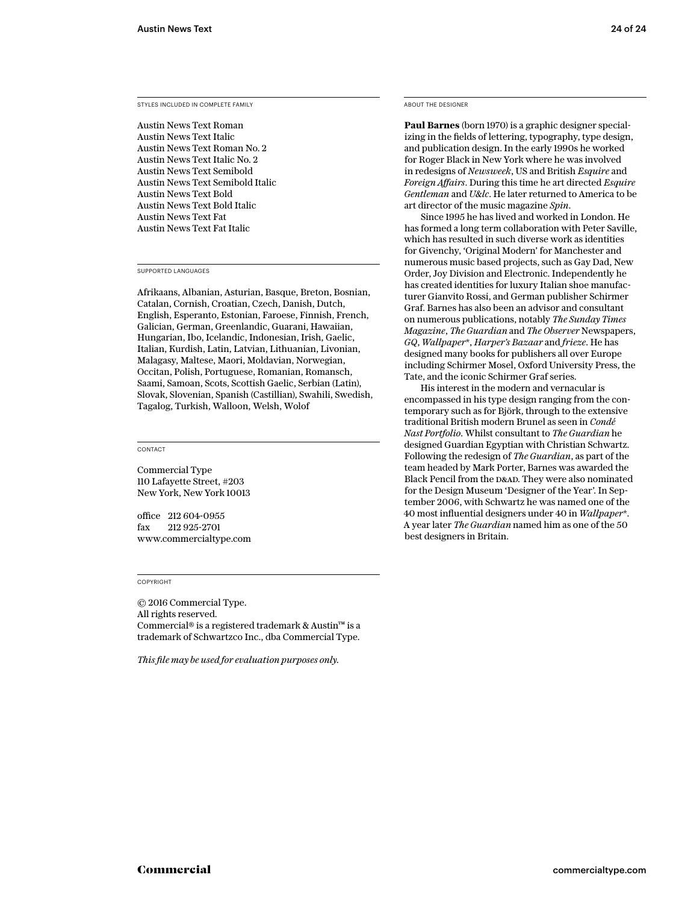## STYLES INCLUDED IN COMPLETE FAMILY

Austin News Text Roman
Austin News Text Italic
Austin News Text Roman No. 2
Austin News Text Italic No. 2
Austin News Text Semibold
Austin News Text Semibold Italic
Austin News Text Bold
Austin News Text Bold Italic
Austin News Text Fat
Austin News Text Fat Italic

## SUPPORTED LANGUAGES

Afrikaans, Albanian, Asturian, Basque, Breton, Bosnian, Catalan, Cornish, Croatian, Czech, Danish, Dutch, English, Esperanto, Estonian, Faroese, Finnish, French, Galician, German, Greenlandic, Guarani, Hawaiian, Hungarian, Ibo, Icelandic, Indonesian, Irish, Gaelic, Italian, Kurdish, Latin, Latvian, Lithuanian, Livonian, Malagasy, Maltese, Maori, Moldavian, Norwegian, Occitan, Polish, Portuguese, Romanian, Romansch, Saami, Samoan, Scots, Scottish Gaelic, Serbian (Latin), Slovak, Slovenian, Spanish (Castillian), Swahili, Swedish, Tagalog, Turkish, Walloon, Welsh, Wolof

## CONTACT

Commercial Type
110 Lafayette Street, #203
New York, New York 10013

office 212 604-0955
fax 212 925-2701
www.commercialtype.com

## COPYRIGHT

© 2016 Commercial Type.
All rights reserved.
Commercial® is a registered trademark & Austin™ is a trademark of Schwartzco Inc., dba Commercial Type.

*This file may be used for evaluation purposes only.*

## ABOUT THE DESIGNER

**Paul Barnes** (born 1970) is a graphic designer specializing in the fields of lettering, typography, type design, and publication design. In the early 1990s he worked for Roger Black in New York where he was involved in redesigns of *Newsweek*, US and British *Esquire* and *Foreign Affairs*. During this time he art directed *Esquire Gentleman* and *U&lc*. He later returned to America to be art director of the music magazine *Spin*.

Since 1995 he has lived and worked in London. He has formed a long term collaboration with Peter Saville, which has resulted in such diverse work as identities for Givenchy, 'Original Modern' for Manchester and numerous music based projects, such as Gay Dad, New Order, Joy Division and Electronic. Independently he has created identities for luxury Italian shoe manufacturer Gianvito Rossi, and German publisher Schirmer Graf. Barnes has also been an advisor and consultant on numerous publications, notably *The Sunday Times Magazine*, *The Guardian* and *The Observer* Newspapers, *GQ*, *Wallpaper**, *Harper's Bazaar* and *frieze*. He has designed many books for publishers all over Europe including Schirmer Mosel, Oxford University Press, the Tate, and the iconic Schirmer Graf series.

His interest in the modern and vernacular is encompassed in his type design ranging from the contemporary such as for Björk, through to the extensive traditional British modern Brunel as seen in *Condé Nast Portfolio*. Whilst consultant to *The Guardian* he designed Guardian Egyptian with Christian Schwartz. Following the redesign of *The Guardian*, as part of the team headed by Mark Porter, Barnes was awarded the Black Pencil from the D&AD. They were also nominated for the Design Museum 'Designer of the Year'. In September 2006, with Schwartz he was named one of the 40 most influential designers under 40 in *Wallpaper**. A year later *The Guardian* named him as one of the 50 best designers in Britain.